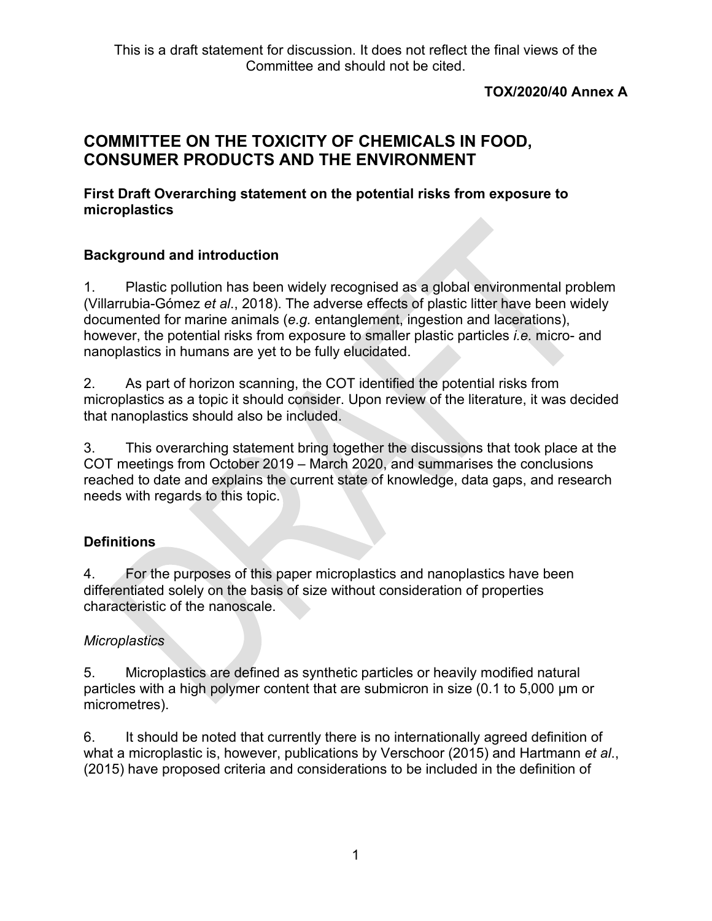This is a draft statement for discussion. It does not reflect the final views of the Committee and should not be cited.

**TOX/2020/40 Annex A**

# COMMITTEE ON THE TOXICITY OF CHEMICALS IN FOOD, CONSUMER PRODUCTS AND THE ENVIRONMENT

**First Draft Overarching statement on the potential risks from exposure to microplastics**

## Background and introduction

1. Plastic pollution has been widely recognised as a global environmental problem (Villarrubia-Gómez *et al*., 2018). The adverse effects of plastic litter have been widely documented for marine animals (*e.g.* entanglement, ingestion and lacerations), however, the potential risks from exposure to smaller plastic particles *i.e.* micro- and nanoplastics in humans are yet to be fully elucidated.

2. As part of horizon scanning, the COT identified the potential risks from microplastics as a topic it should consider. Upon review of the literature, it was decided that nanoplastics should also be included.

3. This overarching statement bring together the discussions that took place at the COT meetings from October 2019 – March 2020, and summarises the conclusions reached to date and explains the current state of knowledge, data gaps, and research needs with regards to this topic.

## Definitions

4. For the purposes of this paper microplastics and nanoplastics have been differentiated solely on the basis of size without consideration of properties characteristic of the nanoscale.

### *Microplastics*

5. Microplastics are defined as synthetic particles or heavily modified natural particles with a high polymer content that are submicron in size (0.1 to 5,000 µm or micrometres).

6. It should be noted that currently there is no internationally agreed definition of what a microplastic is, however, publications by Verschoor (2015) and Hartmann *et al*., (2015) have proposed criteria and considerations to be included in the definition of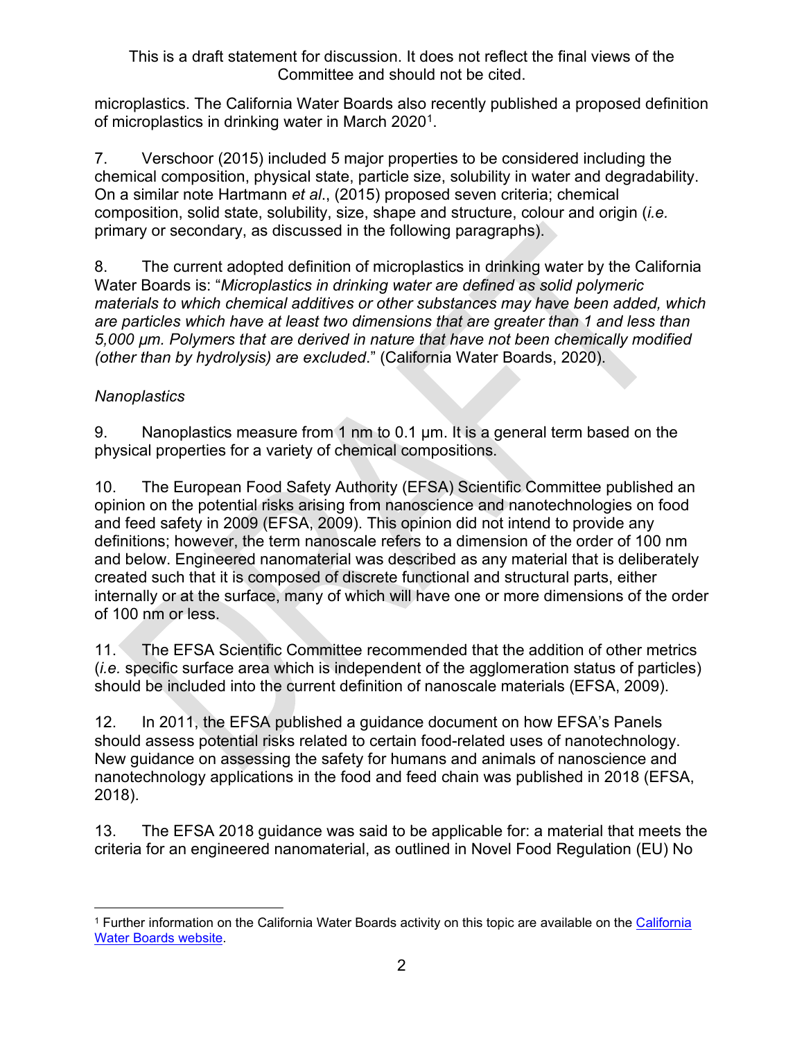microplastics. The California Water Boards also recently published a proposed definition of microplastics in drinking water in March 2020[1].

7. Verschoor (2015) included 5 major properties to be considered including the chemical composition, physical state, particle size, solubility in water and degradability. On a similar note Hartmann *et al*., (2015) proposed seven criteria; chemical composition, solid state, solubility, size, shape and structure, colour and origin (*i.e.* primary or secondary, as discussed in the following paragraphs).

8. The current adopted definition of microplastics in drinking water by the California Water Boards is: "*Microplastics in drinking water are defined as solid polymeric materials to which chemical additives or other substances may have been added, which are particles which have at least two dimensions that are greater than 1 and less than 5,000 µm. Polymers that are derived in nature that have not been chemically modified (other than by hydrolysis) are excluded*." (California Water Boards, 2020).

*Nanoplastics*

9. Nanoplastics measure from 1 nm to 0.1 µm. It is a general term based on the physical properties for a variety of chemical compositions.

10. The European Food Safety Authority (EFSA) Scientific Committee published an opinion on the potential risks arising from nanoscience and nanotechnologies on food and feed safety in 2009 (EFSA, 2009). This opinion did not intend to provide any definitions; however, the term nanoscale refers to a dimension of the order of 100 nm and below. Engineered nanomaterial was described as any material that is deliberately created such that it is composed of discrete functional and structural parts, either internally or at the surface, many of which will have one or more dimensions of the order of 100 nm or less.

11. The EFSA Scientific Committee recommended that the addition of other metrics (*i.e.* specific surface area which is independent of the agglomeration status of particles) should be included into the current definition of nanoscale materials (EFSA, 2009).

12. In 2011, the EFSA published a guidance document on how EFSA's Panels should assess potential risks related to certain food-related uses of nanotechnology. New guidance on assessing the safety for humans and animals of nanoscience and nanotechnology applications in the food and feed chain was published in 2018 (EFSA, 2018).

13. The EFSA 2018 guidance was said to be applicable for: a material that meets the criteria for an engineered nanomaterial, as outlined in Novel Food Regulation (EU) No

[1] Further information on the California Water Boards activity on this topic are available on the California Water Boards website.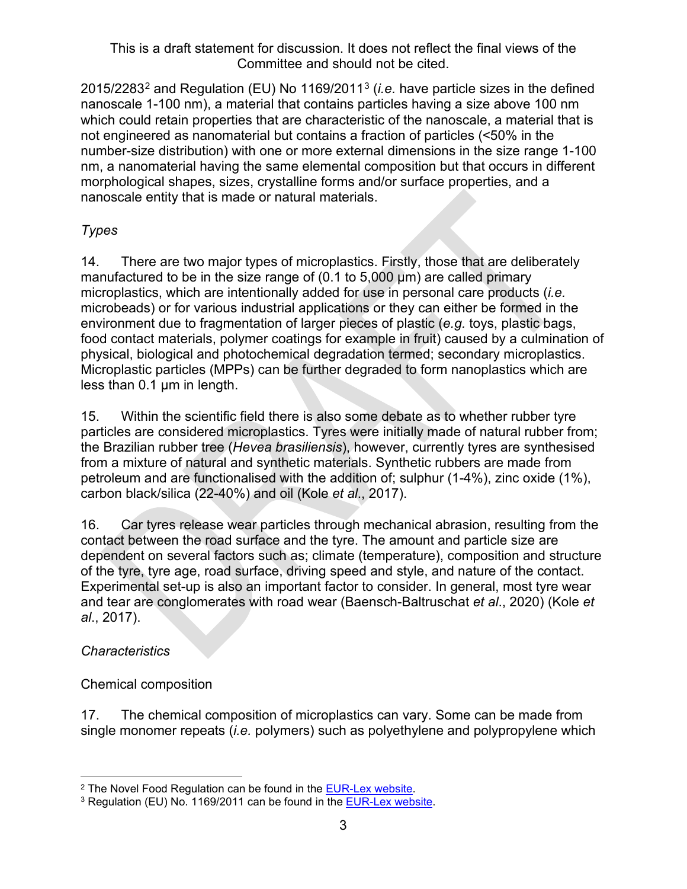2015/2283[2] and Regulation (EU) No 1169/2011[3] (*i.e.* have particle sizes in the defined nanoscale 1-100 nm), a material that contains particles having a size above 100 nm which could retain properties that are characteristic of the nanoscale, a material that is not engineered as nanomaterial but contains a fraction of particles (<50% in the number-size distribution) with one or more external dimensions in the size range 1-100 nm, a nanomaterial having the same elemental composition but that occurs in different morphological shapes, sizes, crystalline forms and/or surface properties, and a nanoscale entity that is made or natural materials.

*Types*

14. There are two major types of microplastics. Firstly, those that are deliberately manufactured to be in the size range of (0.1 to 5,000 µm) are called primary microplastics, which are intentionally added for use in personal care products (*i.e.* microbeads) or for various industrial applications or they can either be formed in the environment due to fragmentation of larger pieces of plastic (*e.g.* toys, plastic bags, food contact materials, polymer coatings for example in fruit) caused by a culmination of physical, biological and photochemical degradation termed; secondary microplastics. Microplastic particles (MPPs) can be further degraded to form nanoplastics which are less than 0.1 µm in length.

15. Within the scientific field there is also some debate as to whether rubber tyre particles are considered microplastics. Tyres were initially made of natural rubber from; the Brazilian rubber tree (*Hevea brasiliensis*), however, currently tyres are synthesised from a mixture of natural and synthetic materials. Synthetic rubbers are made from petroleum and are functionalised with the addition of; sulphur (1-4%), zinc oxide (1%), carbon black/silica (22-40%) and oil (Kole *et al*., 2017).

16. Car tyres release wear particles through mechanical abrasion, resulting from the contact between the road surface and the tyre. The amount and particle size are dependent on several factors such as; climate (temperature), composition and structure of the tyre, tyre age, road surface, driving speed and style, and nature of the contact. Experimental set-up is also an important factor to consider. In general, most tyre wear and tear are conglomerates with road wear (Baensch-Baltruschat *et al*., 2020) (Kole *et al*., 2017).

*Characteristics*

Chemical composition

17. The chemical composition of microplastics can vary. Some can be made from single monomer repeats (*i.e.* polymers) such as polyethylene and polypropylene which

---

[2] The Novel Food Regulation can be found in the EUR-Lex website.

[3] Regulation (EU) No. 1169/2011 can be found in the EUR-Lex website.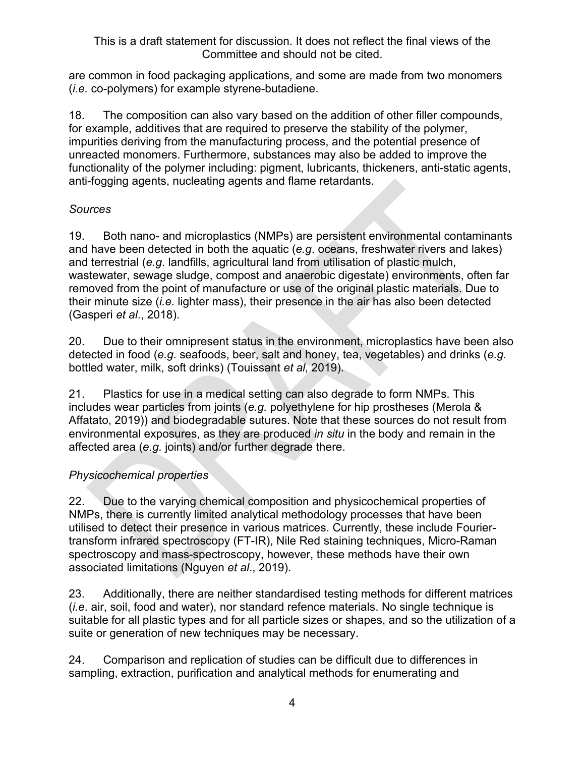are common in food packaging applications, and some are made from two monomers (*i.e.* co-polymers) for example styrene-butadiene.

18. The composition can also vary based on the addition of other filler compounds, for example, additives that are required to preserve the stability of the polymer, impurities deriving from the manufacturing process, and the potential presence of unreacted monomers. Furthermore, substances may also be added to improve the functionality of the polymer including: pigment, lubricants, thickeners, anti-static agents, anti-fogging agents, nucleating agents and flame retardants.

*Sources*

19. Both nano- and microplastics (NMPs) are persistent environmental contaminants and have been detected in both the aquatic (*e.g*. oceans, freshwater rivers and lakes) and terrestrial (*e.g*. landfills, agricultural land from utilisation of plastic mulch, wastewater, sewage sludge, compost and anaerobic digestate) environments, often far removed from the point of manufacture or use of the original plastic materials. Due to their minute size (*i.e.* lighter mass), their presence in the air has also been detected (Gasperi *et al*., 2018).

20. Due to their omnipresent status in the environment, microplastics have been also detected in food (*e.g.* seafoods, beer, salt and honey, tea, vegetables) and drinks (*e.g.* bottled water, milk, soft drinks) (Touissant *et al*, 2019).

21. Plastics for use in a medical setting can also degrade to form NMPs. This includes wear particles from joints (*e.g.* polyethylene for hip prostheses (Merola & Affatato, 2019)) and biodegradable sutures. Note that these sources do not result from environmental exposures, as they are produced *in situ* in the body and remain in the affected area (*e.g.* joints) and/or further degrade there.

*Physicochemical properties*

22. Due to the varying chemical composition and physicochemical properties of NMPs, there is currently limited analytical methodology processes that have been utilised to detect their presence in various matrices. Currently, these include Fourier-transform infrared spectroscopy (FT-IR), Nile Red staining techniques, Micro-Raman spectroscopy and mass-spectroscopy, however, these methods have their own associated limitations (Nguyen *et al*., 2019).

23. Additionally, there are neither standardised testing methods for different matrices (*i.e*. air, soil, food and water), nor standard refence materials. No single technique is suitable for all plastic types and for all particle sizes or shapes, and so the utilization of a suite or generation of new techniques may be necessary.

24. Comparison and replication of studies can be difficult due to differences in sampling, extraction, purification and analytical methods for enumerating and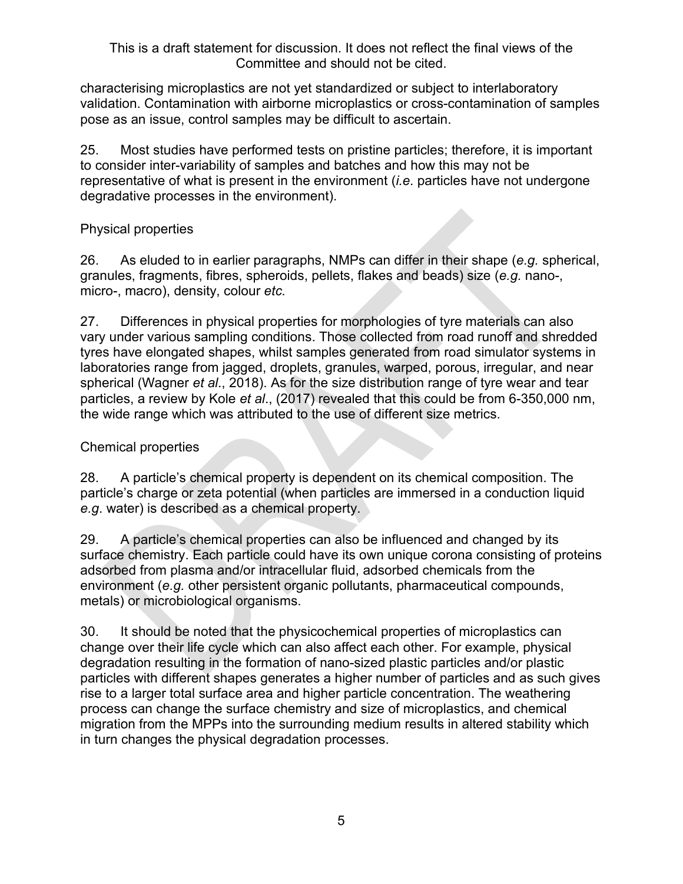characterising microplastics are not yet standardized or subject to interlaboratory validation. Contamination with airborne microplastics or cross-contamination of samples pose as an issue, control samples may be difficult to ascertain.

25. Most studies have performed tests on pristine particles; therefore, it is important to consider inter-variability of samples and batches and how this may not be representative of what is present in the environment (*i.e.* particles have not undergone degradative processes in the environment).

Physical properties

26. As eluded to in earlier paragraphs, NMPs can differ in their shape (*e.g.* spherical, granules, fragments, fibres, spheroids, pellets, flakes and beads) size (*e.g.* nano-, micro-, macro), density, colour *etc.*

27. Differences in physical properties for morphologies of tyre materials can also vary under various sampling conditions. Those collected from road runoff and shredded tyres have elongated shapes, whilst samples generated from road simulator systems in laboratories range from jagged, droplets, granules, warped, porous, irregular, and near spherical (Wagner *et al*., 2018). As for the size distribution range of tyre wear and tear particles, a review by Kole *et al*., (2017) revealed that this could be from 6-350,000 nm, the wide range which was attributed to the use of different size metrics.

Chemical properties

28. A particle's chemical property is dependent on its chemical composition. The particle's charge or zeta potential (when particles are immersed in a conduction liquid *e.g*. water) is described as a chemical property.

29. A particle's chemical properties can also be influenced and changed by its surface chemistry. Each particle could have its own unique corona consisting of proteins adsorbed from plasma and/or intracellular fluid, adsorbed chemicals from the environment (*e.g.* other persistent organic pollutants, pharmaceutical compounds, metals) or microbiological organisms.

30. It should be noted that the physicochemical properties of microplastics can change over their life cycle which can also affect each other. For example, physical degradation resulting in the formation of nano-sized plastic particles and/or plastic particles with different shapes generates a higher number of particles and as such gives rise to a larger total surface area and higher particle concentration. The weathering process can change the surface chemistry and size of microplastics, and chemical migration from the MPPs into the surrounding medium results in altered stability which in turn changes the physical degradation processes.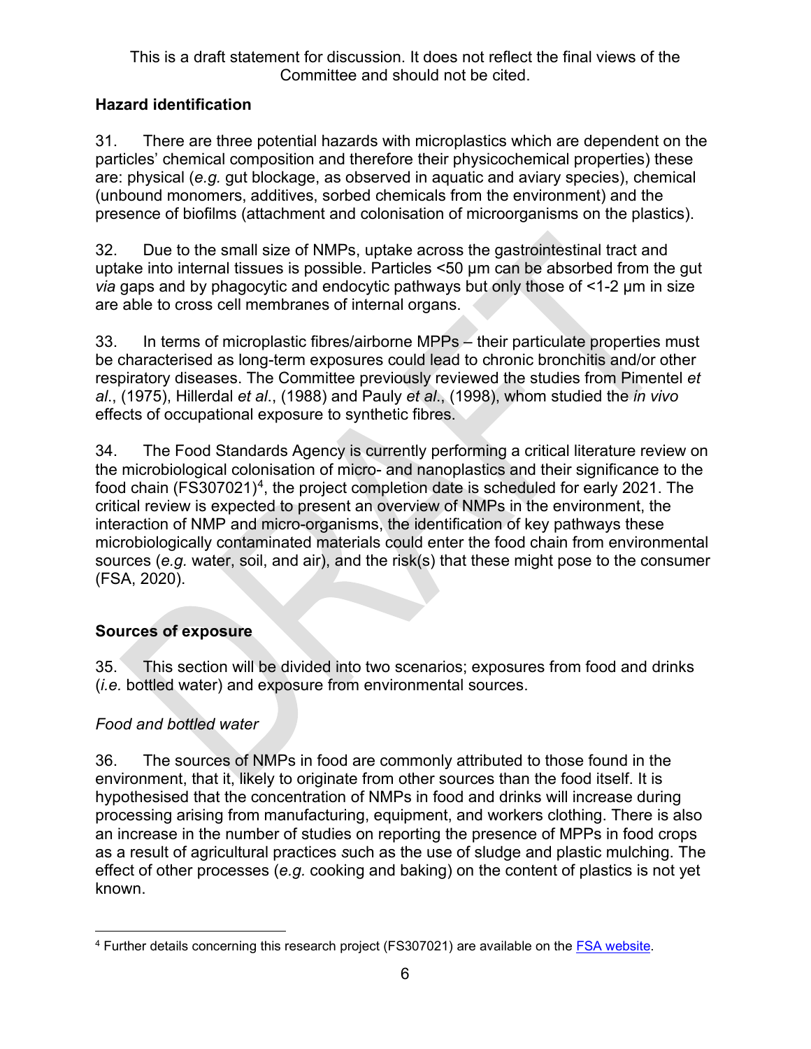This is a draft statement for discussion. It does not reflect the final views of the Committee and should not be cited.

### Hazard identification

31. There are three potential hazards with microplastics which are dependent on the particles' chemical composition and therefore their physicochemical properties) these are: physical (*e.g.* gut blockage, as observed in aquatic and aviary species), chemical (unbound monomers, additives, sorbed chemicals from the environment) and the presence of biofilms (attachment and colonisation of microorganisms on the plastics).

32. Due to the small size of NMPs, uptake across the gastrointestinal tract and uptake into internal tissues is possible. Particles <50 µm can be absorbed from the gut *via* gaps and by phagocytic and endocytic pathways but only those of <1-2 µm in size are able to cross cell membranes of internal organs.

33. In terms of microplastic fibres/airborne MPPs – their particulate properties must be characterised as long-term exposures could lead to chronic bronchitis and/or other respiratory diseases. The Committee previously reviewed the studies from Pimentel *et al*., (1975), Hillerdal *et al*., (1988) and Pauly *et al*., (1998), whom studied the *in vivo* effects of occupational exposure to synthetic fibres.

34. The Food Standards Agency is currently performing a critical literature review on the microbiological colonisation of micro- and nanoplastics and their significance to the food chain (FS307021)[4], the project completion date is scheduled for early 2021. The critical review is expected to present an overview of NMPs in the environment, the interaction of NMP and micro-organisms, the identification of key pathways these microbiologically contaminated materials could enter the food chain from environmental sources (*e.g.* water, soil, and air), and the risk(s) that these might pose to the consumer (FSA, 2020).

### Sources of exposure

35. This section will be divided into two scenarios; exposures from food and drinks (*i.e.* bottled water) and exposure from environmental sources.

*Food and bottled water*

36. The sources of NMPs in food are commonly attributed to those found in the environment, that it, likely to originate from other sources than the food itself. It is hypothesised that the concentration of NMPs in food and drinks will increase during processing arising from manufacturing, equipment, and workers clothing. There is also an increase in the number of studies on reporting the presence of MPPs in food crops as a result of agricultural practices such as the use of sludge and plastic mulching. The effect of other processes (*e.g.* cooking and baking) on the content of plastics is not yet known.

[4] Further details concerning this research project (FS307021) are available on the FSA website.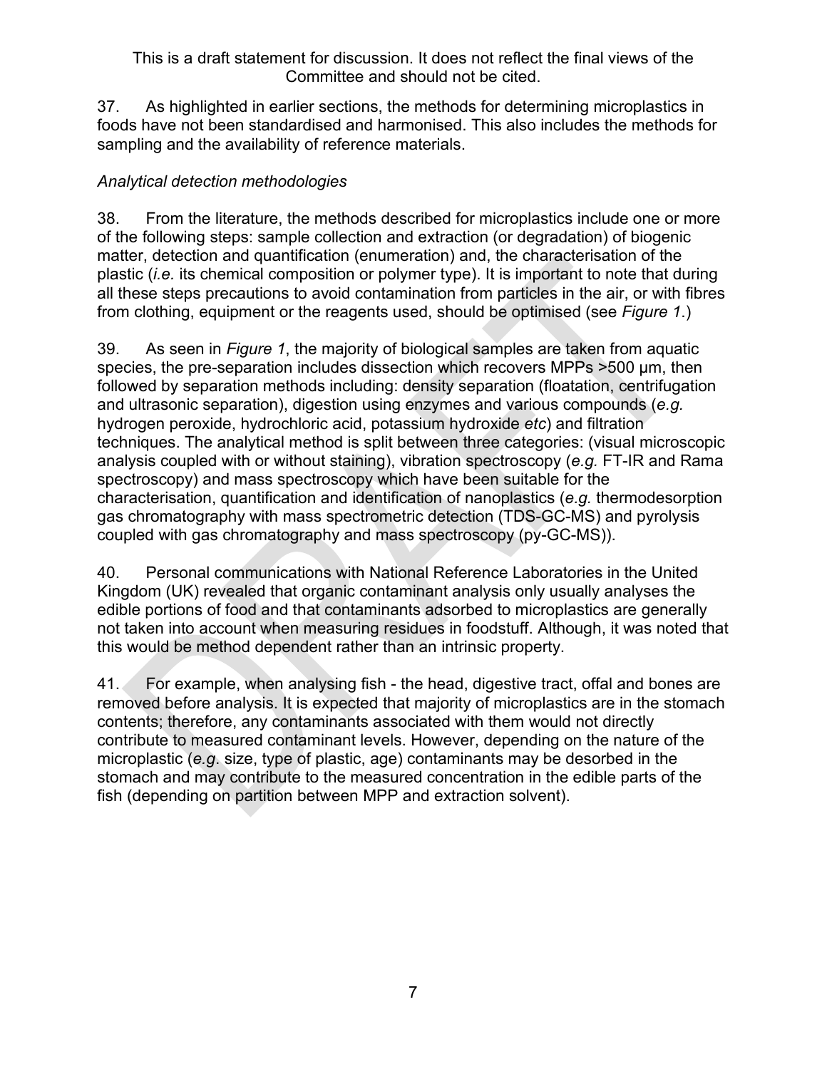37. As highlighted in earlier sections, the methods for determining microplastics in foods have not been standardised and harmonised. This also includes the methods for sampling and the availability of reference materials.

*Analytical detection methodologies*

38. From the literature, the methods described for microplastics include one or more of the following steps: sample collection and extraction (or degradation) of biogenic matter, detection and quantification (enumeration) and, the characterisation of the plastic (*i.e.* its chemical composition or polymer type). It is important to note that during all these steps precautions to avoid contamination from particles in the air, or with fibres from clothing, equipment or the reagents used, should be optimised (see *Figure 1*.)

39. As seen in *Figure 1*, the majority of biological samples are taken from aquatic species, the pre-separation includes dissection which recovers MPPs >500 µm, then followed by separation methods including: density separation (floatation, centrifugation and ultrasonic separation), digestion using enzymes and various compounds (*e.g.* hydrogen peroxide, hydrochloric acid, potassium hydroxide *etc*) and filtration techniques. The analytical method is split between three categories: (visual microscopic analysis coupled with or without staining), vibration spectroscopy (*e.g.* FT-IR and Rama spectroscopy) and mass spectroscopy which have been suitable for the characterisation, quantification and identification of nanoplastics (*e.g.* thermodesorption gas chromatography with mass spectrometric detection (TDS-GC-MS) and pyrolysis coupled with gas chromatography and mass spectroscopy (py-GC-MS)).

40. Personal communications with National Reference Laboratories in the United Kingdom (UK) revealed that organic contaminant analysis only usually analyses the edible portions of food and that contaminants adsorbed to microplastics are generally not taken into account when measuring residues in foodstuff. Although, it was noted that this would be method dependent rather than an intrinsic property.

41. For example, when analysing fish - the head, digestive tract, offal and bones are removed before analysis. It is expected that majority of microplastics are in the stomach contents; therefore, any contaminants associated with them would not directly contribute to measured contaminant levels. However, depending on the nature of the microplastic (*e.g.* size, type of plastic, age) contaminants may be desorbed in the stomach and may contribute to the measured concentration in the edible parts of the fish (depending on partition between MPP and extraction solvent).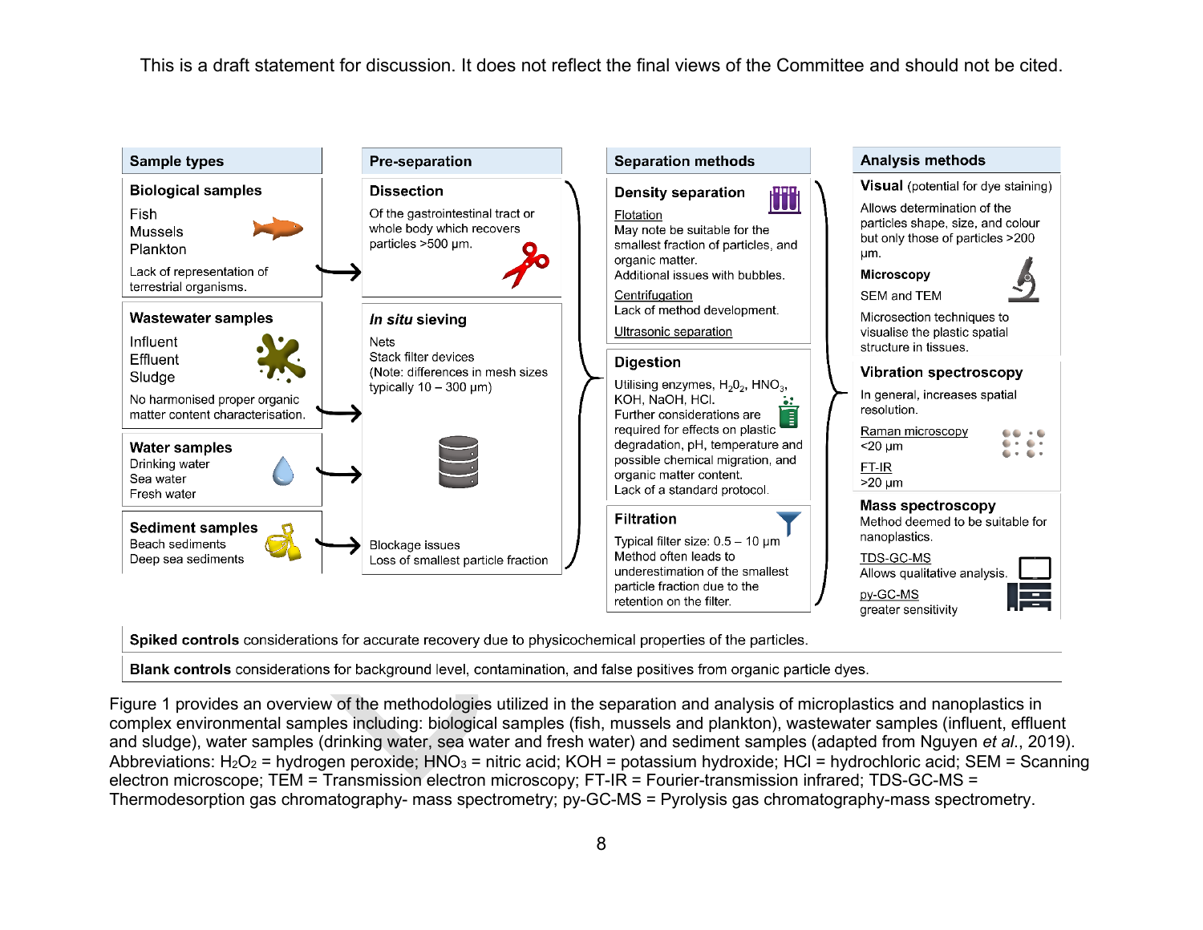This is a draft statement for discussion. It does not reflect the final views of the Committee and should not be cited.

**Sample types**

**Biological samples**
Fish
Mussels
Plankton
Lack of representation of terrestrial organisms.

**Wastewater samples**
Influent
Effluent
Sludge
No harmonised proper organic matter content characterisation.

**Water samples**
Drinking water
Sea water
Fresh water

**Sediment samples**
Beach sediments
Deep sea sediments

**Pre-separation**

**Dissection**
Of the gastrointestinal tract or whole body which recovers particles >500 µm.

***In situ* sieving**
Nets
Stack filter devices
(Note: differences in mesh sizes typically 10 – 300 µm)

Blockage issues
Loss of smallest particle fraction

**Separation methods**

**Density separation**
Flotation
May note be suitable for the smallest fraction of particles, and organic matter.
Additional issues with bubbles.
Centrifugation
Lack of method development.
Ultrasonic separation

**Digestion**
Utilising enzymes, $H_2O_2$, $HNO_3$, KOH, NaOH, HCl.
Further considerations are required for effects on plastic degradation, pH, temperature and possible chemical migration, and organic matter content.
Lack of a standard protocol.

**Filtration**
Typical filter size: 0.5 – 10 µm
Method often leads to underestimation of the smallest particle fraction due to the retention on the filter.

**Analysis methods**

**Visual** (potential for dye staining)
Allows determination of the particles shape, size, and colour but only those of particles >200 µm.

**Microscopy**
SEM and TEM
Microsection techniques to visualise the plastic spatial structure in tissues.

**Vibration spectroscopy**
In general, increases spatial resolution.
Raman microscopy
<20 µm
FT-IR
>20 µm

**Mass spectroscopy**
Method deemed to be suitable for nanoplastics.
TDS-GC-MS
Allows qualitative analysis.
py-GC-MS
greater sensitivity

**Spiked controls** considerations for accurate recovery due to physicochemical properties of the particles.

**Blank controls** considerations for background level, contamination, and false positives from organic particle dyes.

Figure 1 provides an overview of the methodologies utilized in the separation and analysis of microplastics and nanoplastics in complex environmental samples including: biological samples (fish, mussels and plankton), wastewater samples (influent, effluent and sludge), water samples (drinking water, sea water and fresh water) and sediment samples (adapted from Nguyen *et al*., 2019). Abbreviations: $H_2O_2$ = hydrogen peroxide; $HNO_3$ = nitric acid; KOH = potassium hydroxide; HCl = hydrochloric acid; SEM = Scanning electron microscope; TEM = Transmission electron microscopy; FT-IR = Fourier-transmission infrared; TDS-GC-MS = Thermodesorption gas chromatography- mass spectrometry; py-GC-MS = Pyrolysis gas chromatography-mass spectrometry.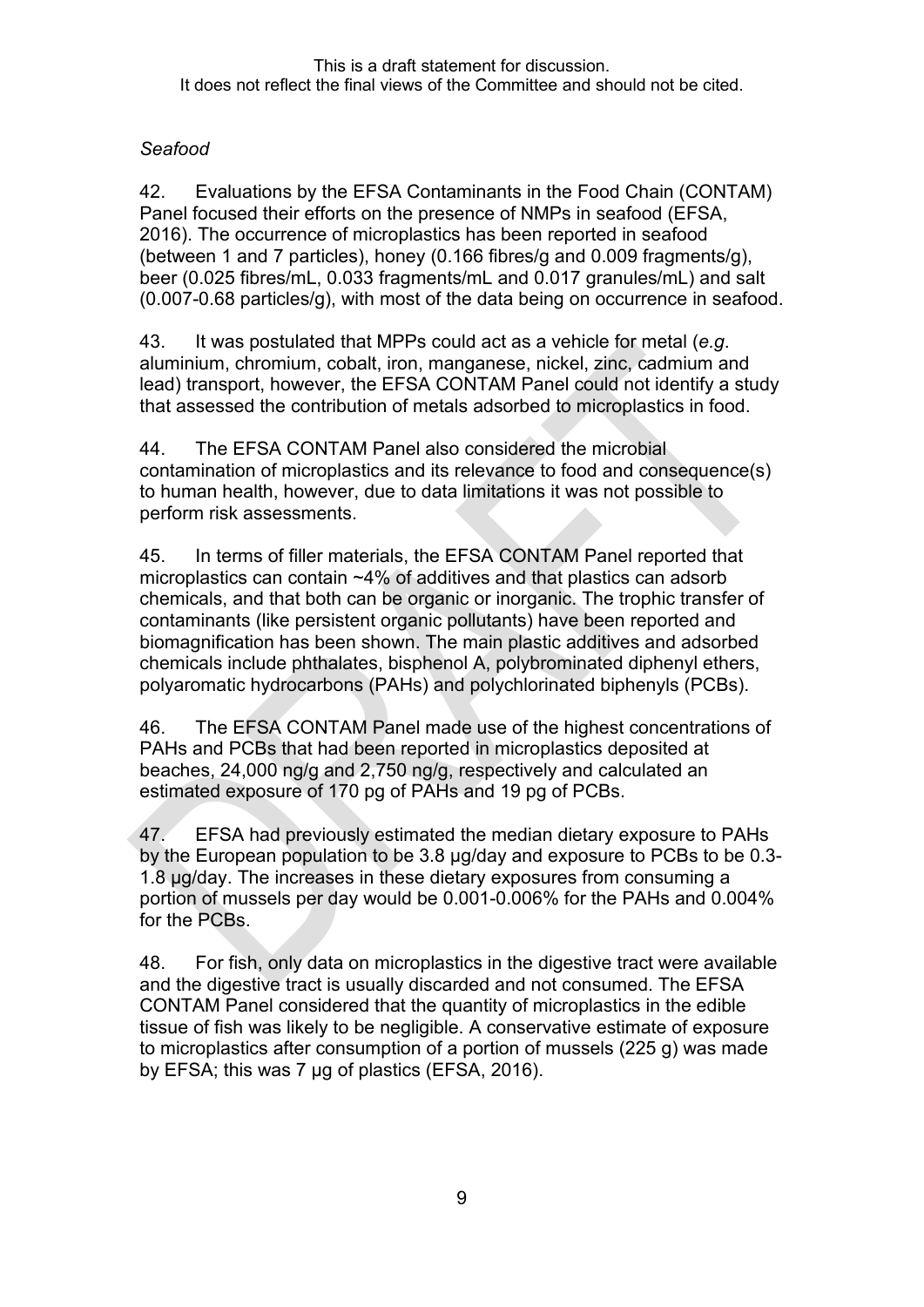*Seafood*

42. Evaluations by the EFSA Contaminants in the Food Chain (CONTAM) Panel focused their efforts on the presence of NMPs in seafood (EFSA, 2016). The occurrence of microplastics has been reported in seafood (between 1 and 7 particles), honey (0.166 fibres/g and 0.009 fragments/g), beer (0.025 fibres/mL, 0.033 fragments/mL and 0.017 granules/mL) and salt (0.007-0.68 particles/g), with most of the data being on occurrence in seafood.

43. It was postulated that MPPs could act as a vehicle for metal (*e.g*. aluminium, chromium, cobalt, iron, manganese, nickel, zinc, cadmium and lead) transport, however, the EFSA CONTAM Panel could not identify a study that assessed the contribution of metals adsorbed to microplastics in food.

44. The EFSA CONTAM Panel also considered the microbial contamination of microplastics and its relevance to food and consequence(s) to human health, however, due to data limitations it was not possible to perform risk assessments.

45. In terms of filler materials, the EFSA CONTAM Panel reported that microplastics can contain ~4% of additives and that plastics can adsorb chemicals, and that both can be organic or inorganic. The trophic transfer of contaminants (like persistent organic pollutants) have been reported and biomagnification has been shown. The main plastic additives and adsorbed chemicals include phthalates, bisphenol A, polybrominated diphenyl ethers, polyaromatic hydrocarbons (PAHs) and polychlorinated biphenyls (PCBs).

46. The EFSA CONTAM Panel made use of the highest concentrations of PAHs and PCBs that had been reported in microplastics deposited at beaches, 24,000 ng/g and 2,750 ng/g, respectively and calculated an estimated exposure of 170 pg of PAHs and 19 pg of PCBs.

47. EFSA had previously estimated the median dietary exposure to PAHs by the European population to be 3.8 µg/day and exposure to PCBs to be 0.3-1.8 µg/day. The increases in these dietary exposures from consuming a portion of mussels per day would be 0.001-0.006% for the PAHs and 0.004% for the PCBs.

48. For fish, only data on microplastics in the digestive tract were available and the digestive tract is usually discarded and not consumed. The EFSA CONTAM Panel considered that the quantity of microplastics in the edible tissue of fish was likely to be negligible. A conservative estimate of exposure to microplastics after consumption of a portion of mussels (225 g) was made by EFSA; this was 7 µg of plastics (EFSA, 2016).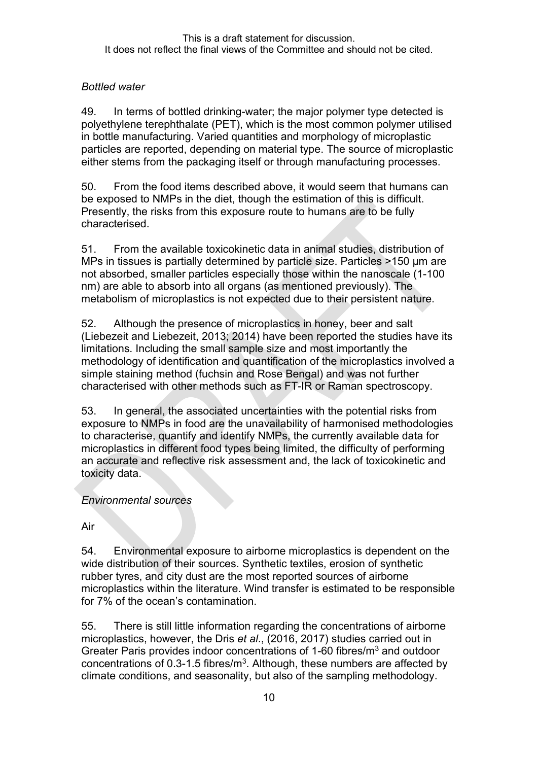*Bottled water*

49. In terms of bottled drinking-water; the major polymer type detected is polyethylene terephthalate (PET), which is the most common polymer utilised in bottle manufacturing. Varied quantities and morphology of microplastic particles are reported, depending on material type. The source of microplastic either stems from the packaging itself or through manufacturing processes.

50. From the food items described above, it would seem that humans can be exposed to NMPs in the diet, though the estimation of this is difficult. Presently, the risks from this exposure route to humans are to be fully characterised.

51. From the available toxicokinetic data in animal studies, distribution of MPs in tissues is partially determined by particle size. Particles >150 µm are not absorbed, smaller particles especially those within the nanoscale (1-100 nm) are able to absorb into all organs (as mentioned previously). The metabolism of microplastics is not expected due to their persistent nature.

52. Although the presence of microplastics in honey, beer and salt (Liebezeit and Liebezeit, 2013; 2014) have been reported the studies have its limitations. Including the small sample size and most importantly the methodology of identification and quantification of the microplastics involved a simple staining method (fuchsin and Rose Bengal) and was not further characterised with other methods such as FT-IR or Raman spectroscopy.

53. In general, the associated uncertainties with the potential risks from exposure to NMPs in food are the unavailability of harmonised methodologies to characterise, quantify and identify NMPs, the currently available data for microplastics in different food types being limited, the difficulty of performing an accurate and reflective risk assessment and, the lack of toxicokinetic and toxicity data.

*Environmental sources*

Air

54. Environmental exposure to airborne microplastics is dependent on the wide distribution of their sources. Synthetic textiles, erosion of synthetic rubber tyres, and city dust are the most reported sources of airborne microplastics within the literature. Wind transfer is estimated to be responsible for 7% of the ocean's contamination.

55. There is still little information regarding the concentrations of airborne microplastics, however, the Dris *et al*., (2016, 2017) studies carried out in Greater Paris provides indoor concentrations of 1-60 fibres/m$^3$ and outdoor concentrations of 0.3-1.5 fibres/m$^3$. Although, these numbers are affected by climate conditions, and seasonality, but also of the sampling methodology.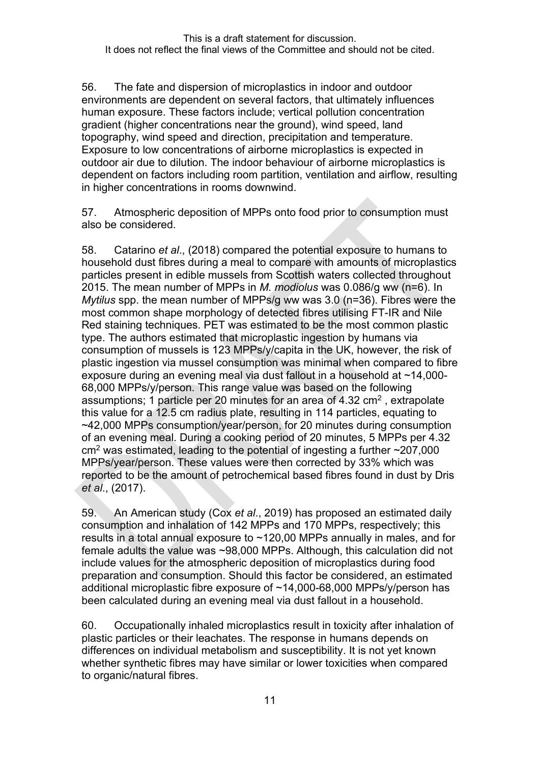56. The fate and dispersion of microplastics in indoor and outdoor environments are dependent on several factors, that ultimately influences human exposure. These factors include; vertical pollution concentration gradient (higher concentrations near the ground), wind speed, land topography, wind speed and direction, precipitation and temperature. Exposure to low concentrations of airborne microplastics is expected in outdoor air due to dilution. The indoor behaviour of airborne microplastics is dependent on factors including room partition, ventilation and airflow, resulting in higher concentrations in rooms downwind.

57. Atmospheric deposition of MPPs onto food prior to consumption must also be considered.

58. Catarino *et al*., (2018) compared the potential exposure to humans to household dust fibres during a meal to compare with amounts of microplastics particles present in edible mussels from Scottish waters collected throughout 2015. The mean number of MPPs in *M. modiolus* was 0.086/g ww (n=6). In *Mytilus* spp. the mean number of MPPs/g ww was 3.0 (n=36). Fibres were the most common shape morphology of detected fibres utilising FT-IR and Nile Red staining techniques. PET was estimated to be the most common plastic type. The authors estimated that microplastic ingestion by humans via consumption of mussels is 123 MPPs/y/capita in the UK, however, the risk of plastic ingestion via mussel consumption was minimal when compared to fibre exposure during an evening meal via dust fallout in a household at ~14,000-68,000 MPPs/y/person. This range value was based on the following assumptions; 1 particle per 20 minutes for an area of 4.32 $cm^2$ , extrapolate this value for a 12.5 cm radius plate, resulting in 114 particles, equating to ~42,000 MPPs consumption/year/person, for 20 minutes during consumption of an evening meal. During a cooking period of 20 minutes, 5 MPPs per 4.32 $cm^2$ was estimated, leading to the potential of ingesting a further ~207,000 MPPs/year/person. These values were then corrected by 33% which was reported to be the amount of petrochemical based fibres found in dust by Dris *et al*., (2017).

59. An American study (Cox *et al*., 2019) has proposed an estimated daily consumption and inhalation of 142 MPPs and 170 MPPs, respectively; this results in a total annual exposure to ~120,00 MPPs annually in males, and for female adults the value was ~98,000 MPPs. Although, this calculation did not include values for the atmospheric deposition of microplastics during food preparation and consumption. Should this factor be considered, an estimated additional microplastic fibre exposure of ~14,000-68,000 MPPs/y/person has been calculated during an evening meal via dust fallout in a household.

60. Occupationally inhaled microplastics result in toxicity after inhalation of plastic particles or their leachates. The response in humans depends on differences on individual metabolism and susceptibility. It is not yet known whether synthetic fibres may have similar or lower toxicities when compared to organic/natural fibres.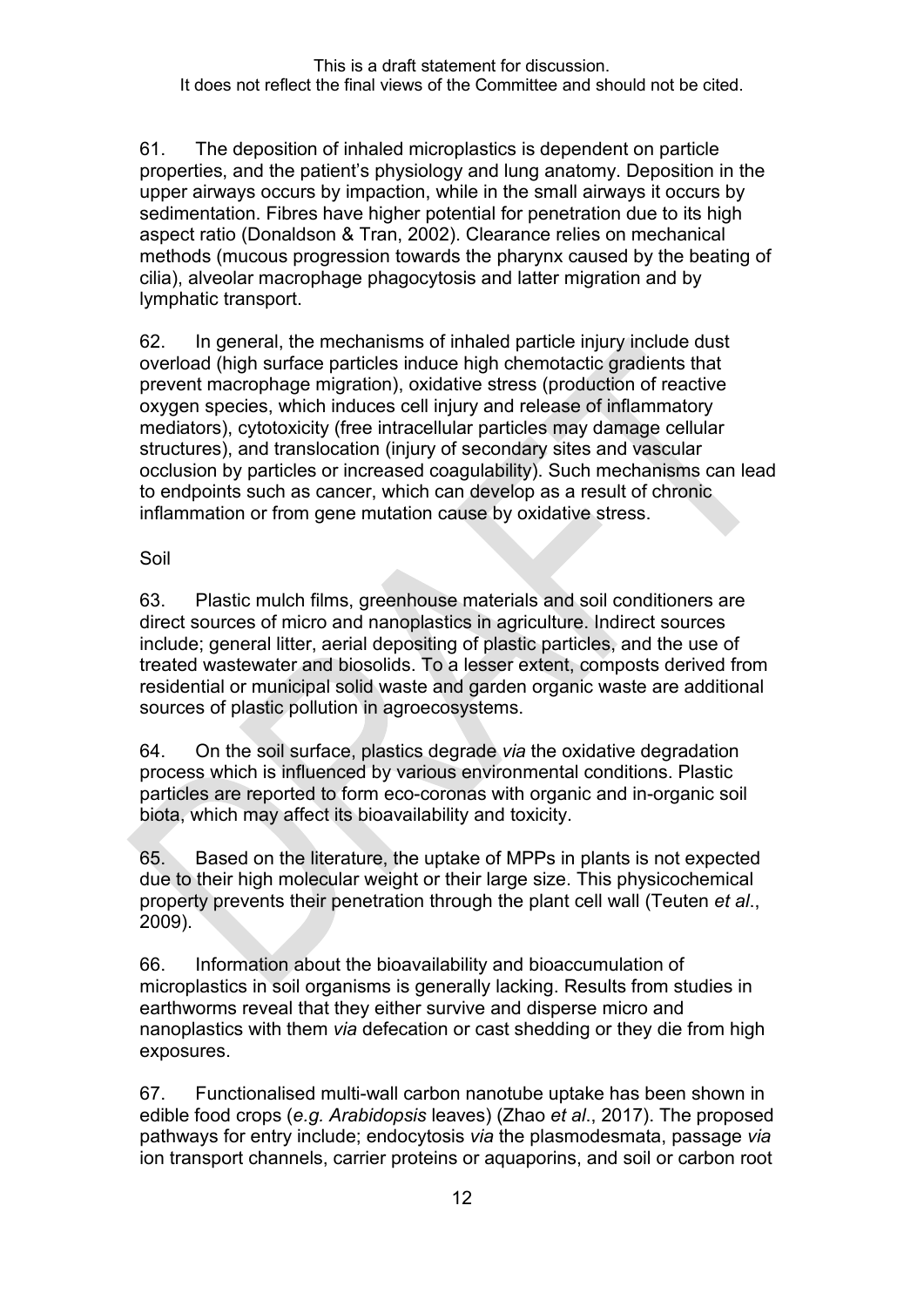61. The deposition of inhaled microplastics is dependent on particle properties, and the patient's physiology and lung anatomy. Deposition in the upper airways occurs by impaction, while in the small airways it occurs by sedimentation. Fibres have higher potential for penetration due to its high aspect ratio (Donaldson & Tran, 2002). Clearance relies on mechanical methods (mucous progression towards the pharynx caused by the beating of cilia), alveolar macrophage phagocytosis and latter migration and by lymphatic transport.

62. In general, the mechanisms of inhaled particle injury include dust overload (high surface particles induce high chemotactic gradients that prevent macrophage migration), oxidative stress (production of reactive oxygen species, which induces cell injury and release of inflammatory mediators), cytotoxicity (free intracellular particles may damage cellular structures), and translocation (injury of secondary sites and vascular occlusion by particles or increased coagulability). Such mechanisms can lead to endpoints such as cancer, which can develop as a result of chronic inflammation or from gene mutation cause by oxidative stress.

Soil

63. Plastic mulch films, greenhouse materials and soil conditioners are direct sources of micro and nanoplastics in agriculture. Indirect sources include; general litter, aerial depositing of plastic particles, and the use of treated wastewater and biosolids. To a lesser extent, composts derived from residential or municipal solid waste and garden organic waste are additional sources of plastic pollution in agroecosystems.

64. On the soil surface, plastics degrade *via* the oxidative degradation process which is influenced by various environmental conditions. Plastic particles are reported to form eco-coronas with organic and in-organic soil biota, which may affect its bioavailability and toxicity.

65. Based on the literature, the uptake of MPPs in plants is not expected due to their high molecular weight or their large size. This physicochemical property prevents their penetration through the plant cell wall (Teuten *et al*., 2009).

66. Information about the bioavailability and bioaccumulation of microplastics in soil organisms is generally lacking. Results from studies in earthworms reveal that they either survive and disperse micro and nanoplastics with them *via* defecation or cast shedding or they die from high exposures.

67. Functionalised multi-wall carbon nanotube uptake has been shown in edible food crops (*e.g. Arabidopsis* leaves) (Zhao *et al*., 2017). The proposed pathways for entry include; endocytosis *via* the plasmodesmata, passage *via* ion transport channels, carrier proteins or aquaporins, and soil or carbon root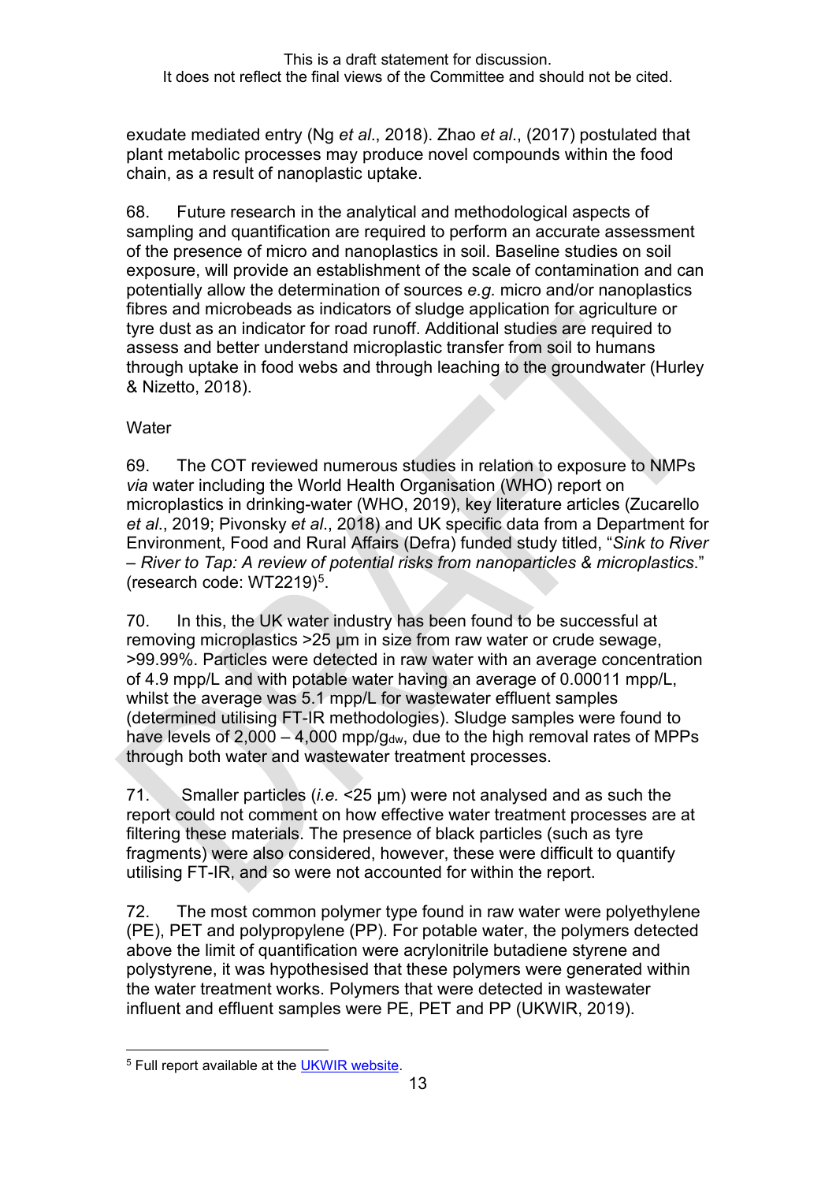exudate mediated entry (Ng *et al*., 2018). Zhao *et al*., (2017) postulated that plant metabolic processes may produce novel compounds within the food chain, as a result of nanoplastic uptake.

68. Future research in the analytical and methodological aspects of sampling and quantification are required to perform an accurate assessment of the presence of micro and nanoplastics in soil. Baseline studies on soil exposure, will provide an establishment of the scale of contamination and can potentially allow the determination of sources *e.g.* micro and/or nanoplastics fibres and microbeads as indicators of sludge application for agriculture or tyre dust as an indicator for road runoff. Additional studies are required to assess and better understand microplastic transfer from soil to humans through uptake in food webs and through leaching to the groundwater (Hurley & Nizetto, 2018).

Water

69. The COT reviewed numerous studies in relation to exposure to NMPs *via* water including the World Health Organisation (WHO) report on microplastics in drinking-water (WHO, 2019), key literature articles (Zucarello *et al*., 2019; Pivonsky *et al*., 2018) and UK specific data from a Department for Environment, Food and Rural Affairs (Defra) funded study titled, "*Sink to River – River to Tap: A review of potential risks from nanoparticles & microplastics*." (research code: WT2219)[5].

70. In this, the UK water industry has been found to be successful at removing microplastics >25 µm in size from raw water or crude sewage, >99.99%. Particles were detected in raw water with an average concentration of 4.9 mpp/L and with potable water having an average of 0.00011 mpp/L, whilst the average was 5.1 mpp/L for wastewater effluent samples (determined utilising FT-IR methodologies). Sludge samples were found to have levels of 2,000 – 4,000 mpp/$g_{dw}$, due to the high removal rates of MPPs through both water and wastewater treatment processes.

71. Smaller particles (*i.e.* <25 µm) were not analysed and as such the report could not comment on how effective water treatment processes are at filtering these materials. The presence of black particles (such as tyre fragments) were also considered, however, these were difficult to quantify utilising FT-IR, and so were not accounted for within the report.

72. The most common polymer type found in raw water were polyethylene (PE), PET and polypropylene (PP). For potable water, the polymers detected above the limit of quantification were acrylonitrile butadiene styrene and polystyrene, it was hypothesised that these polymers were generated within the water treatment works. Polymers that were detected in wastewater influent and effluent samples were PE, PET and PP (UKWIR, 2019).

---

[5] Full report available at the UKWIR website.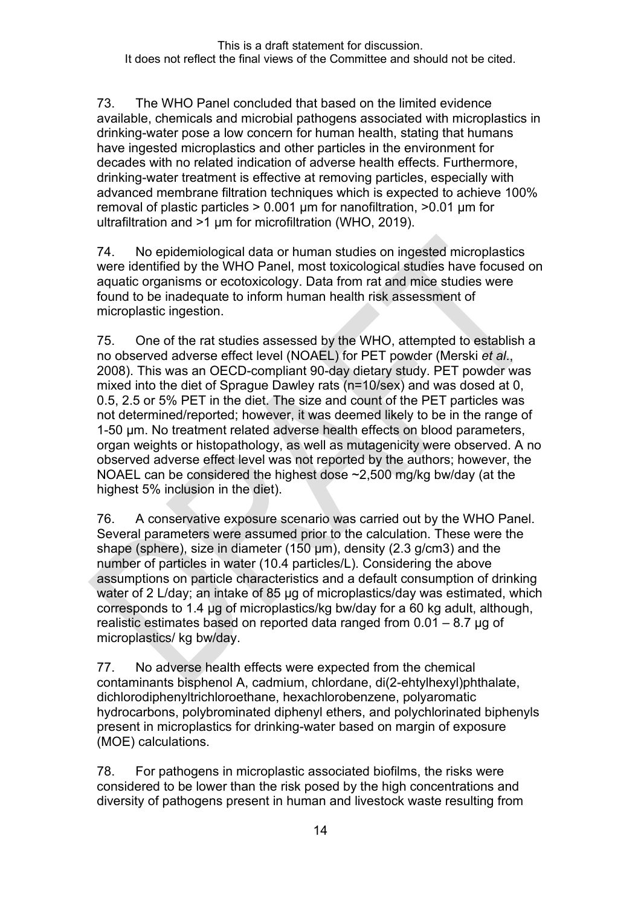73. The WHO Panel concluded that based on the limited evidence available, chemicals and microbial pathogens associated with microplastics in drinking-water pose a low concern for human health, stating that humans have ingested microplastics and other particles in the environment for decades with no related indication of adverse health effects. Furthermore, drinking-water treatment is effective at removing particles, especially with advanced membrane filtration techniques which is expected to achieve 100% removal of plastic particles > 0.001 µm for nanofiltration, >0.01 µm for ultrafiltration and >1 µm for microfiltration (WHO, 2019).

74. No epidemiological data or human studies on ingested microplastics were identified by the WHO Panel, most toxicological studies have focused on aquatic organisms or ecotoxicology. Data from rat and mice studies were found to be inadequate to inform human health risk assessment of microplastic ingestion.

75. One of the rat studies assessed by the WHO, attempted to establish a no observed adverse effect level (NOAEL) for PET powder (Merski *et al*., 2008). This was an OECD-compliant 90-day dietary study. PET powder was mixed into the diet of Sprague Dawley rats (n=10/sex) and was dosed at 0, 0.5, 2.5 or 5% PET in the diet. The size and count of the PET particles was not determined/reported; however, it was deemed likely to be in the range of 1-50 µm. No treatment related adverse health effects on blood parameters, organ weights or histopathology, as well as mutagenicity were observed. A no observed adverse effect level was not reported by the authors; however, the NOAEL can be considered the highest dose ~2,500 mg/kg bw/day (at the highest 5% inclusion in the diet).

76. A conservative exposure scenario was carried out by the WHO Panel. Several parameters were assumed prior to the calculation. These were the shape (sphere), size in diameter (150 µm), density (2.3 g/cm3) and the number of particles in water (10.4 particles/L). Considering the above assumptions on particle characteristics and a default consumption of drinking water of 2 L/day; an intake of 85 µg of microplastics/day was estimated, which corresponds to 1.4 µg of microplastics/kg bw/day for a 60 kg adult, although, realistic estimates based on reported data ranged from 0.01 – 8.7 µg of microplastics/ kg bw/day.

77. No adverse health effects were expected from the chemical contaminants bisphenol A, cadmium, chlordane, di(2-ehtylhexyl)phthalate, dichlorodiphenyltrichloroethane, hexachlorobenzene, polyaromatic hydrocarbons, polybrominated diphenyl ethers, and polychlorinated biphenyls present in microplastics for drinking-water based on margin of exposure (MOE) calculations.

78. For pathogens in microplastic associated biofilms, the risks were considered to be lower than the risk posed by the high concentrations and diversity of pathogens present in human and livestock waste resulting from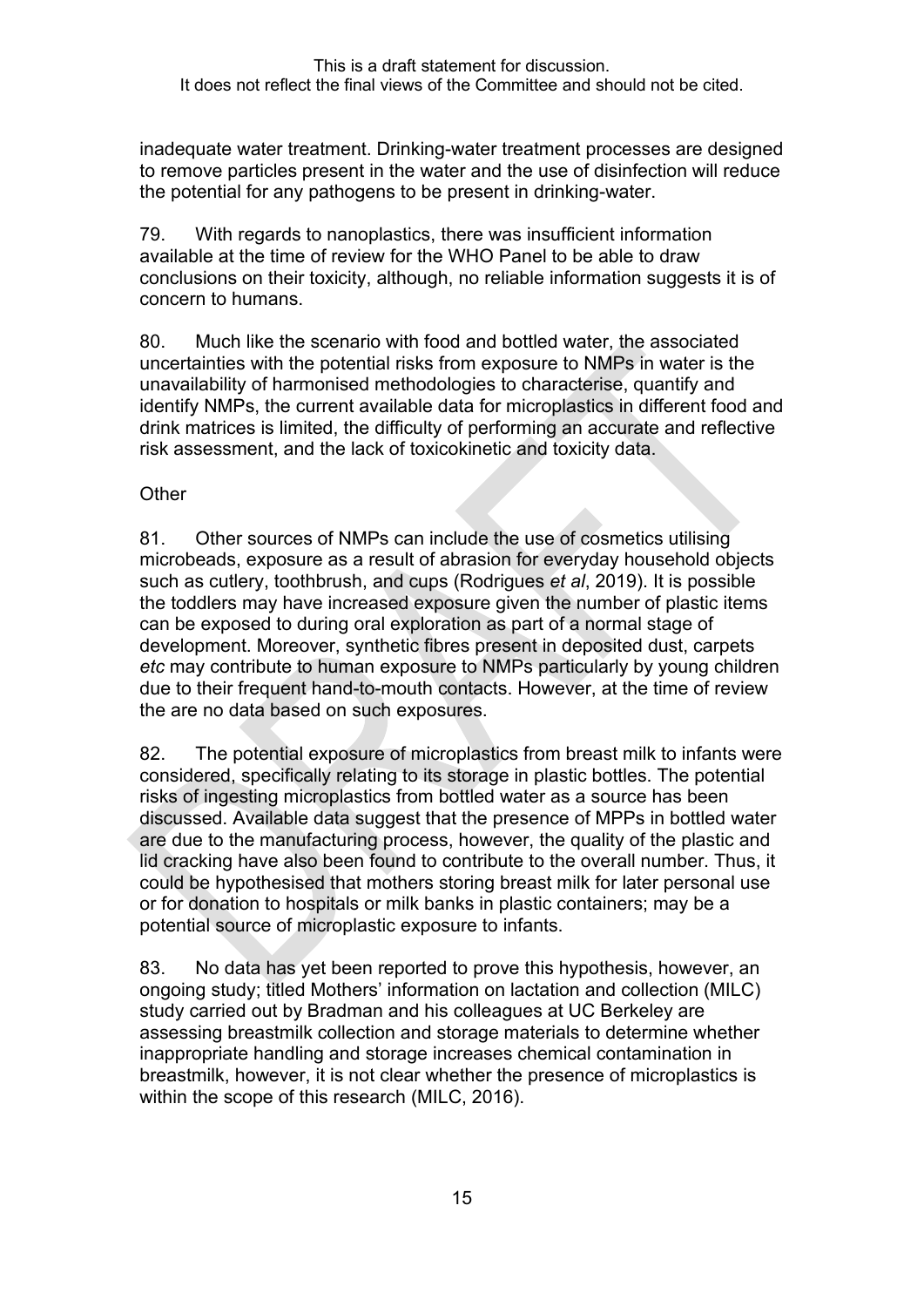inadequate water treatment. Drinking-water treatment processes are designed to remove particles present in the water and the use of disinfection will reduce the potential for any pathogens to be present in drinking-water.

79. With regards to nanoplastics, there was insufficient information available at the time of review for the WHO Panel to be able to draw conclusions on their toxicity, although, no reliable information suggests it is of concern to humans.

80. Much like the scenario with food and bottled water, the associated uncertainties with the potential risks from exposure to NMPs in water is the unavailability of harmonised methodologies to characterise, quantify and identify NMPs, the current available data for microplastics in different food and drink matrices is limited, the difficulty of performing an accurate and reflective risk assessment, and the lack of toxicokinetic and toxicity data.

Other

81. Other sources of NMPs can include the use of cosmetics utilising microbeads, exposure as a result of abrasion for everyday household objects such as cutlery, toothbrush, and cups (Rodrigues *et al*, 2019). It is possible the toddlers may have increased exposure given the number of plastic items can be exposed to during oral exploration as part of a normal stage of development. Moreover, synthetic fibres present in deposited dust, carpets *etc* may contribute to human exposure to NMPs particularly by young children due to their frequent hand-to-mouth contacts. However, at the time of review the are no data based on such exposures.

82. The potential exposure of microplastics from breast milk to infants were considered, specifically relating to its storage in plastic bottles. The potential risks of ingesting microplastics from bottled water as a source has been discussed. Available data suggest that the presence of MPPs in bottled water are due to the manufacturing process, however, the quality of the plastic and lid cracking have also been found to contribute to the overall number. Thus, it could be hypothesised that mothers storing breast milk for later personal use or for donation to hospitals or milk banks in plastic containers; may be a potential source of microplastic exposure to infants.

83. No data has yet been reported to prove this hypothesis, however, an ongoing study; titled Mothers' information on lactation and collection (MILC) study carried out by Bradman and his colleagues at UC Berkeley are assessing breastmilk collection and storage materials to determine whether inappropriate handling and storage increases chemical contamination in breastmilk, however, it is not clear whether the presence of microplastics is within the scope of this research (MILC, 2016).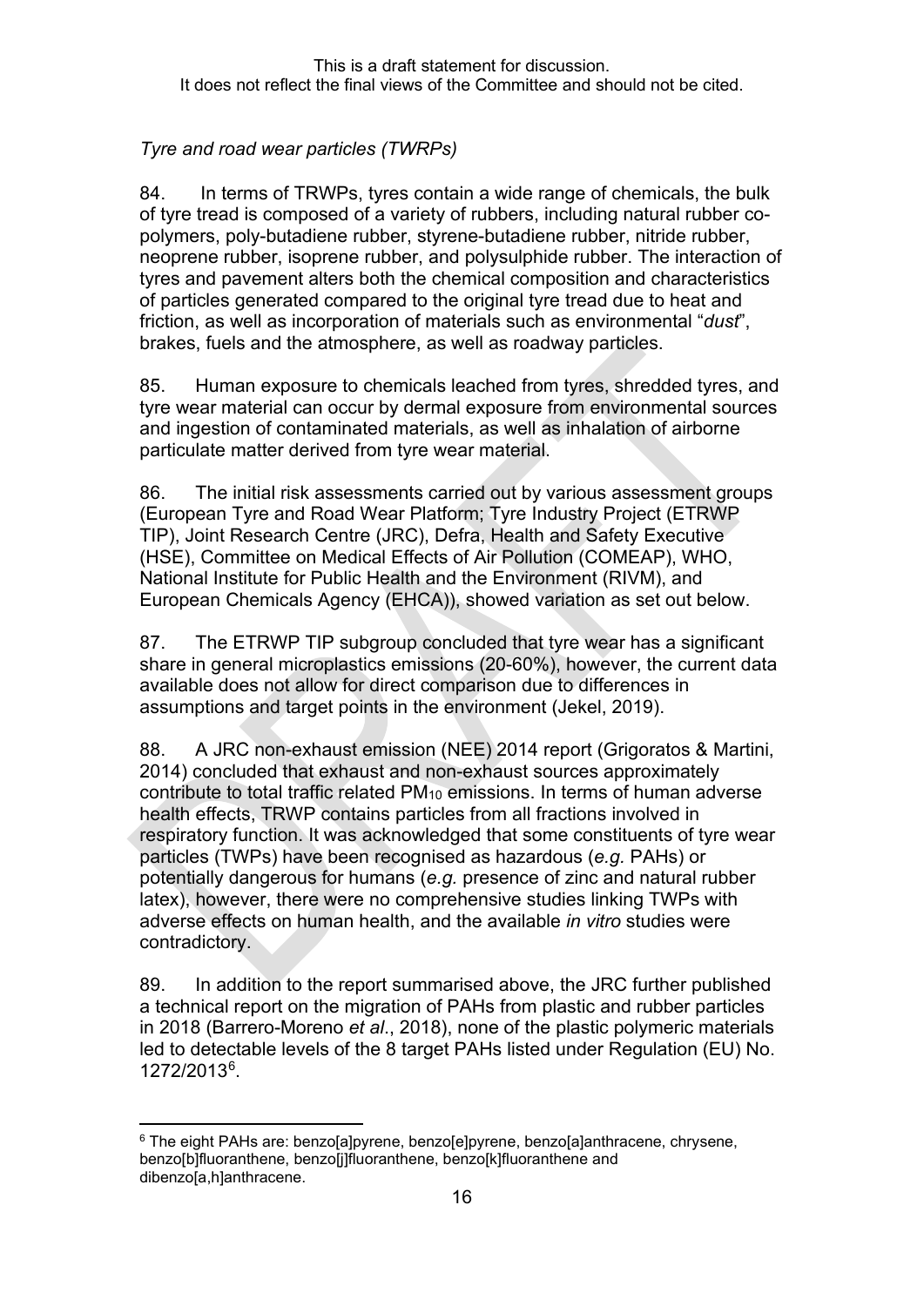*Tyre and road wear particles (TWRPs)*

84. In terms of TRWPs, tyres contain a wide range of chemicals, the bulk of tyre tread is composed of a variety of rubbers, including natural rubber co-polymers, poly-butadiene rubber, styrene-butadiene rubber, nitride rubber, neoprene rubber, isoprene rubber, and polysulphide rubber. The interaction of tyres and pavement alters both the chemical composition and characteristics of particles generated compared to the original tyre tread due to heat and friction, as well as incorporation of materials such as environmental "*dust*", brakes, fuels and the atmosphere, as well as roadway particles.

85. Human exposure to chemicals leached from tyres, shredded tyres, and tyre wear material can occur by dermal exposure from environmental sources and ingestion of contaminated materials, as well as inhalation of airborne particulate matter derived from tyre wear material.

86. The initial risk assessments carried out by various assessment groups (European Tyre and Road Wear Platform; Tyre Industry Project (ETRWP TIP), Joint Research Centre (JRC), Defra, Health and Safety Executive (HSE), Committee on Medical Effects of Air Pollution (COMEAP), WHO, National Institute for Public Health and the Environment (RIVM), and European Chemicals Agency (EHCA)), showed variation as set out below.

87. The ETRWP TIP subgroup concluded that tyre wear has a significant share in general microplastics emissions (20-60%), however, the current data available does not allow for direct comparison due to differences in assumptions and target points in the environment (Jekel, 2019).

88. A JRC non-exhaust emission (NEE) 2014 report (Grigoratos & Martini, 2014) concluded that exhaust and non-exhaust sources approximately contribute to total traffic related $PM_{10}$ emissions. In terms of human adverse health effects, TRWP contains particles from all fractions involved in respiratory function. It was acknowledged that some constituents of tyre wear particles (TWPs) have been recognised as hazardous (*e.g.* PAHs) or potentially dangerous for humans (*e.g.* presence of zinc and natural rubber latex), however, there were no comprehensive studies linking TWPs with adverse effects on human health, and the available *in vitro* studies were contradictory.

89. In addition to the report summarised above, the JRC further published a technical report on the migration of PAHs from plastic and rubber particles in 2018 (Barrero-Moreno *et al*., 2018), none of the plastic polymeric materials led to detectable levels of the 8 target PAHs listed under Regulation (EU) No. 1272/2013[6].

---

[6] The eight PAHs are: benzo[a]pyrene, benzo[e]pyrene, benzo[a]anthracene, chrysene, benzo[b]fluoranthene, benzo[j]fluoranthene, benzo[k]fluoranthene and dibenzo[a,h]anthracene.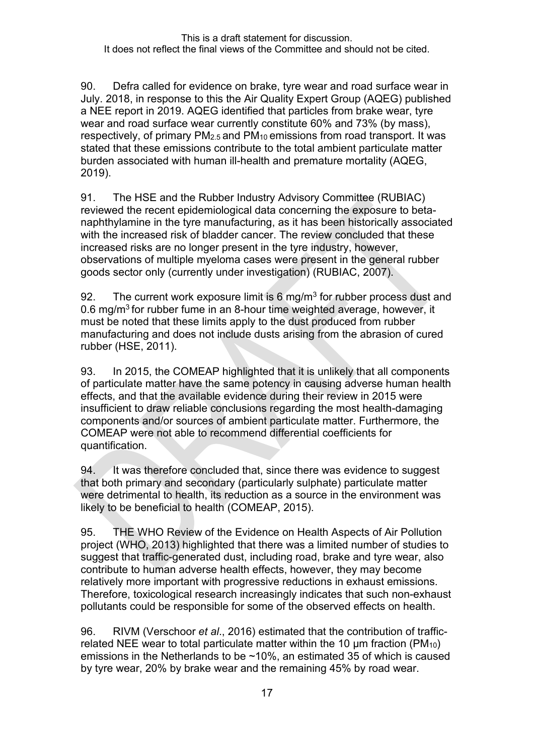This is a draft statement for discussion.
It does not reflect the final views of the Committee and should not be cited.

90. Defra called for evidence on brake, tyre wear and road surface wear in July. 2018, in response to this the Air Quality Expert Group (AQEG) published a NEE report in 2019. AQEG identified that particles from brake wear, tyre wear and road surface wear currently constitute 60% and 73% (by mass), respectively, of primary $PM_{2.5}$ and $PM_{10}$ emissions from road transport. It was stated that these emissions contribute to the total ambient particulate matter burden associated with human ill-health and premature mortality (AQEG, 2019).

91. The HSE and the Rubber Industry Advisory Committee (RUBIAC) reviewed the recent epidemiological data concerning the exposure to beta-naphthylamine in the tyre manufacturing, as it has been historically associated with the increased risk of bladder cancer. The review concluded that these increased risks are no longer present in the tyre industry, however, observations of multiple myeloma cases were present in the general rubber goods sector only (currently under investigation) (RUBIAC, 2007).

92. The current work exposure limit is 6 $mg/m^3$ for rubber process dust and 0.6 $mg/m^3$ for rubber fume in an 8-hour time weighted average, however, it must be noted that these limits apply to the dust produced from rubber manufacturing and does not include dusts arising from the abrasion of cured rubber (HSE, 2011).

93. In 2015, the COMEAP highlighted that it is unlikely that all components of particulate matter have the same potency in causing adverse human health effects, and that the available evidence during their review in 2015 were insufficient to draw reliable conclusions regarding the most health-damaging components and/or sources of ambient particulate matter. Furthermore, the COMEAP were not able to recommend differential coefficients for quantification.

94. It was therefore concluded that, since there was evidence to suggest that both primary and secondary (particularly sulphate) particulate matter were detrimental to health, its reduction as a source in the environment was likely to be beneficial to health (COMEAP, 2015).

95. THE WHO Review of the Evidence on Health Aspects of Air Pollution project (WHO, 2013) highlighted that there was a limited number of studies to suggest that traffic-generated dust, including road, brake and tyre wear, also contribute to human adverse health effects, however, they may become relatively more important with progressive reductions in exhaust emissions. Therefore, toxicological research increasingly indicates that such non-exhaust pollutants could be responsible for some of the observed effects on health.

96. RIVM (Verschoor *et al*., 2016) estimated that the contribution of traffic-related NEE wear to total particulate matter within the 10 μm fraction ($PM_{10}$) emissions in the Netherlands to be ~10%, an estimated 35 of which is caused by tyre wear, 20% by brake wear and the remaining 45% by road wear.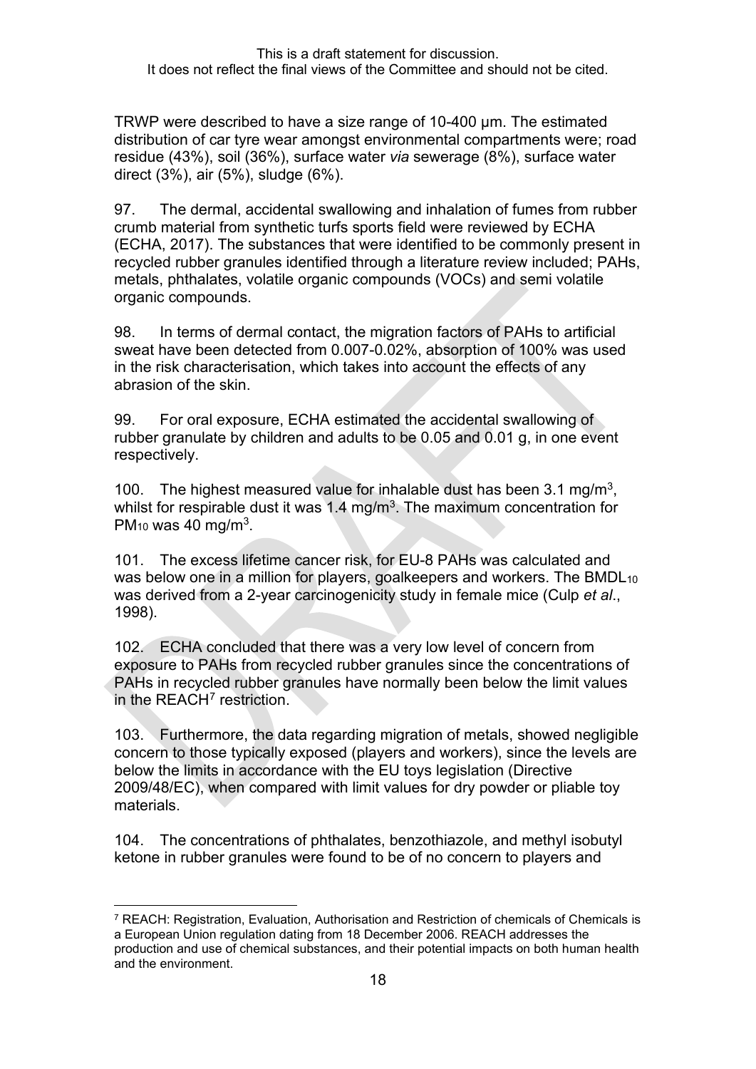TRWP were described to have a size range of 10-400 µm. The estimated distribution of car tyre wear amongst environmental compartments were; road residue (43%), soil (36%), surface water *via* sewerage (8%), surface water direct (3%), air (5%), sludge (6%).

97. The dermal, accidental swallowing and inhalation of fumes from rubber crumb material from synthetic turfs sports field were reviewed by ECHA (ECHA, 2017). The substances that were identified to be commonly present in recycled rubber granules identified through a literature review included; PAHs, metals, phthalates, volatile organic compounds (VOCs) and semi volatile organic compounds.

98. In terms of dermal contact, the migration factors of PAHs to artificial sweat have been detected from 0.007-0.02%, absorption of 100% was used in the risk characterisation, which takes into account the effects of any abrasion of the skin.

99. For oral exposure, ECHA estimated the accidental swallowing of rubber granulate by children and adults to be 0.05 and 0.01 g, in one event respectively.

100. The highest measured value for inhalable dust has been 3.1 mg/m$^3$, whilst for respirable dust it was 1.4 mg/m$^3$. The maximum concentration for $PM_{10}$ was 40 mg/m$^3$.

101. The excess lifetime cancer risk, for EU-8 PAHs was calculated and was below one in a million for players, goalkeepers and workers. The $BMDL_{10}$ was derived from a 2-year carcinogenicity study in female mice (Culp *et al*., 1998).

102. ECHA concluded that there was a very low level of concern from exposure to PAHs from recycled rubber granules since the concentrations of PAHs in recycled rubber granules have normally been below the limit values in the REACH[7] restriction.

103. Furthermore, the data regarding migration of metals, showed negligible concern to those typically exposed (players and workers), since the levels are below the limits in accordance with the EU toys legislation (Directive 2009/48/EC), when compared with limit values for dry powder or pliable toy materials.

104. The concentrations of phthalates, benzothiazole, and methyl isobutyl ketone in rubber granules were found to be of no concern to players and

---

[7] REACH: Registration, Evaluation, Authorisation and Restriction of chemicals of Chemicals is a European Union regulation dating from 18 December 2006. REACH addresses the production and use of chemical substances, and their potential impacts on both human health and the environment.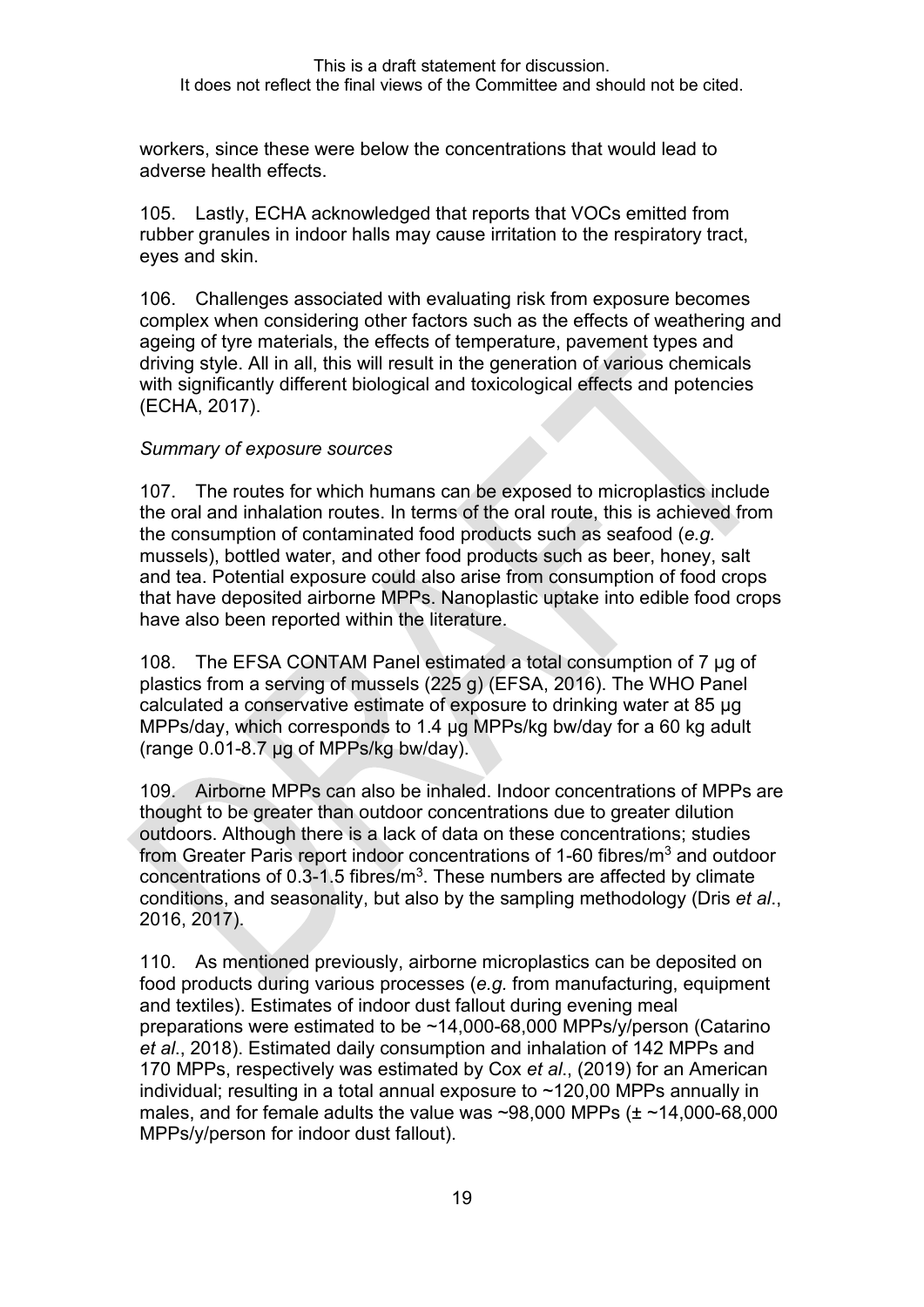workers, since these were below the concentrations that would lead to adverse health effects.

105. Lastly, ECHA acknowledged that reports that VOCs emitted from rubber granules in indoor halls may cause irritation to the respiratory tract, eyes and skin.

106. Challenges associated with evaluating risk from exposure becomes complex when considering other factors such as the effects of weathering and ageing of tyre materials, the effects of temperature, pavement types and driving style. All in all, this will result in the generation of various chemicals with significantly different biological and toxicological effects and potencies (ECHA, 2017).

*Summary of exposure sources*

107. The routes for which humans can be exposed to microplastics include the oral and inhalation routes. In terms of the oral route, this is achieved from the consumption of contaminated food products such as seafood (*e.g.* mussels), bottled water, and other food products such as beer, honey, salt and tea. Potential exposure could also arise from consumption of food crops that have deposited airborne MPPs. Nanoplastic uptake into edible food crops have also been reported within the literature.

108. The EFSA CONTAM Panel estimated a total consumption of 7 µg of plastics from a serving of mussels (225 g) (EFSA, 2016). The WHO Panel calculated a conservative estimate of exposure to drinking water at 85 µg MPPs/day, which corresponds to 1.4 µg MPPs/kg bw/day for a 60 kg adult (range 0.01-8.7 µg of MPPs/kg bw/day).

109. Airborne MPPs can also be inhaled. Indoor concentrations of MPPs are thought to be greater than outdoor concentrations due to greater dilution outdoors. Although there is a lack of data on these concentrations; studies from Greater Paris report indoor concentrations of 1-60 fibres/m$^3$ and outdoor concentrations of 0.3-1.5 fibres/m$^3$. These numbers are affected by climate conditions, and seasonality, but also by the sampling methodology (Dris *et al*., 2016, 2017).

110. As mentioned previously, airborne microplastics can be deposited on food products during various processes (*e.g.* from manufacturing, equipment and textiles). Estimates of indoor dust fallout during evening meal preparations were estimated to be ~14,000-68,000 MPPs/y/person (Catarino *et al*., 2018). Estimated daily consumption and inhalation of 142 MPPs and 170 MPPs, respectively was estimated by Cox *et al*., (2019) for an American individual; resulting in a total annual exposure to ~120,00 MPPs annually in males, and for female adults the value was ~98,000 MPPs (± ~14,000-68,000 MPPs/y/person for indoor dust fallout).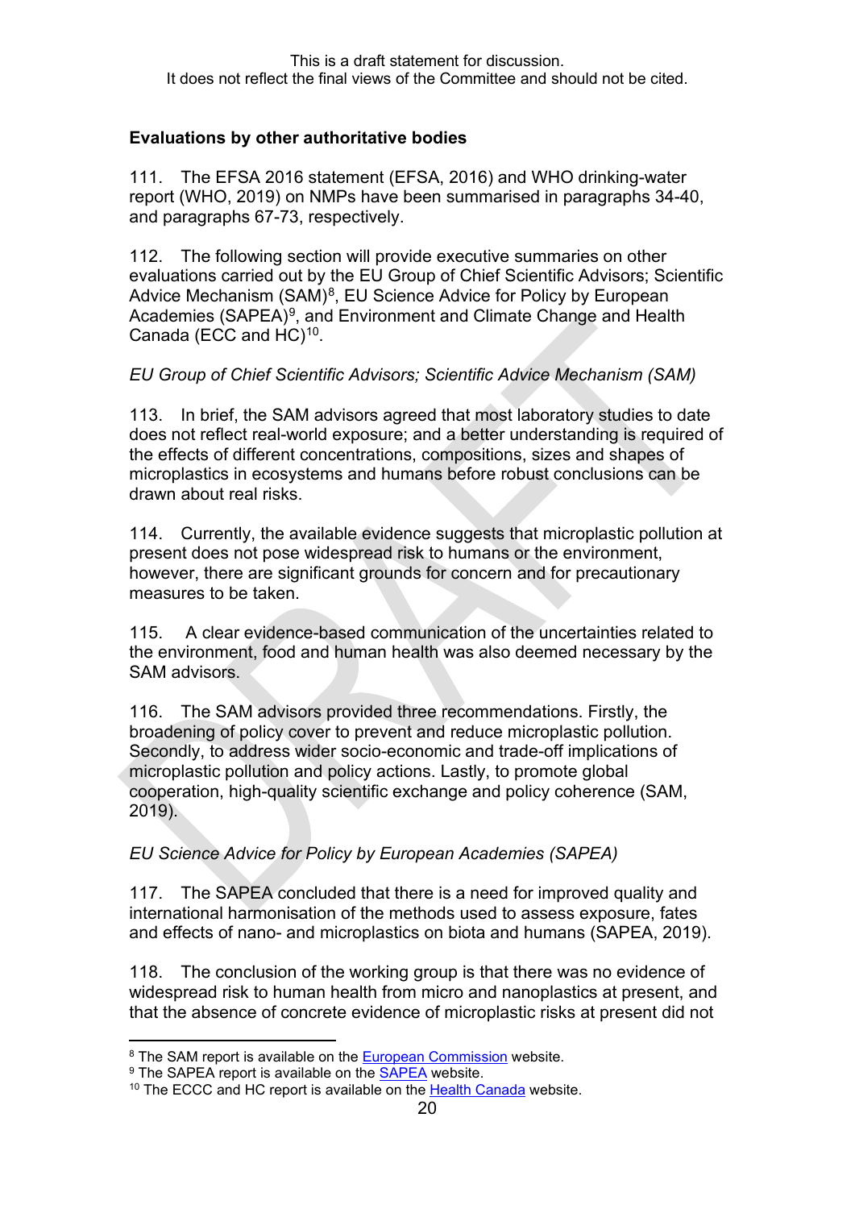### Evaluations by other authoritative bodies

111. The EFSA 2016 statement (EFSA, 2016) and WHO drinking-water report (WHO, 2019) on NMPs have been summarised in paragraphs 34-40, and paragraphs 67-73, respectively.

112. The following section will provide executive summaries on other evaluations carried out by the EU Group of Chief Scientific Advisors; Scientific Advice Mechanism (SAM)[8], EU Science Advice for Policy by European Academies (SAPEA)[9], and Environment and Climate Change and Health Canada (ECC and HC)[10].

*EU Group of Chief Scientific Advisors; Scientific Advice Mechanism (SAM)*

113. In brief, the SAM advisors agreed that most laboratory studies to date does not reflect real-world exposure; and a better understanding is required of the effects of different concentrations, compositions, sizes and shapes of microplastics in ecosystems and humans before robust conclusions can be drawn about real risks.

114. Currently, the available evidence suggests that microplastic pollution at present does not pose widespread risk to humans or the environment, however, there are significant grounds for concern and for precautionary measures to be taken.

115. A clear evidence-based communication of the uncertainties related to the environment, food and human health was also deemed necessary by the SAM advisors.

116. The SAM advisors provided three recommendations. Firstly, the broadening of policy cover to prevent and reduce microplastic pollution. Secondly, to address wider socio-economic and trade-off implications of microplastic pollution and policy actions. Lastly, to promote global cooperation, high-quality scientific exchange and policy coherence (SAM, 2019).

*EU Science Advice for Policy by European Academies (SAPEA)*

117. The SAPEA concluded that there is a need for improved quality and international harmonisation of the methods used to assess exposure, fates and effects of nano- and microplastics on biota and humans (SAPEA, 2019).

118. The conclusion of the working group is that there was no evidence of widespread risk to human health from micro and nanoplastics at present, and that the absence of concrete evidence of microplastic risks at present did not

---

[8] The SAM report is available on the European Commission website.

[9] The SAPEA report is available on the SAPEA website.

[10] The ECCC and HC report is available on the Health Canada website.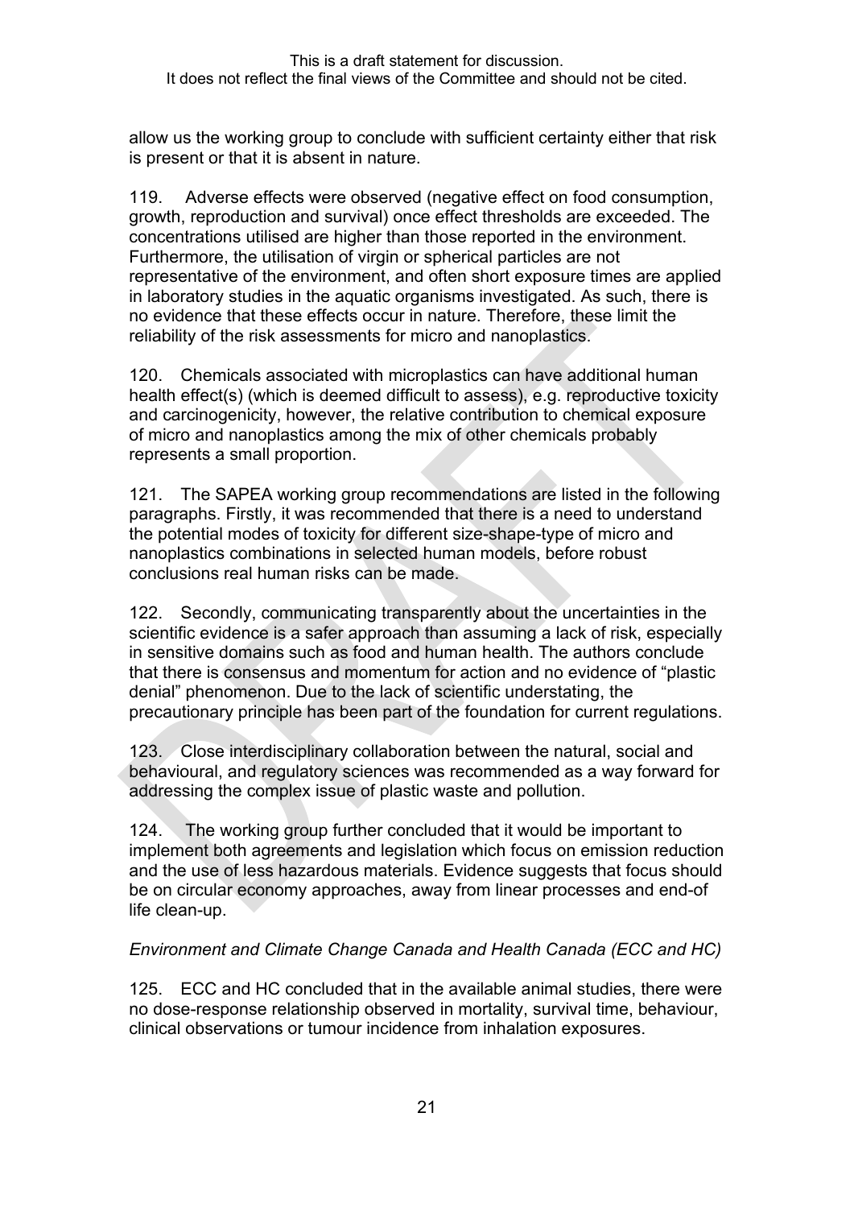allow us the working group to conclude with sufficient certainty either that risk is present or that it is absent in nature.

119. Adverse effects were observed (negative effect on food consumption, growth, reproduction and survival) once effect thresholds are exceeded. The concentrations utilised are higher than those reported in the environment. Furthermore, the utilisation of virgin or spherical particles are not representative of the environment, and often short exposure times are applied in laboratory studies in the aquatic organisms investigated. As such, there is no evidence that these effects occur in nature. Therefore, these limit the reliability of the risk assessments for micro and nanoplastics.

120. Chemicals associated with microplastics can have additional human health effect(s) (which is deemed difficult to assess), e.g. reproductive toxicity and carcinogenicity, however, the relative contribution to chemical exposure of micro and nanoplastics among the mix of other chemicals probably represents a small proportion.

121. The SAPEA working group recommendations are listed in the following paragraphs. Firstly, it was recommended that there is a need to understand the potential modes of toxicity for different size-shape-type of micro and nanoplastics combinations in selected human models, before robust conclusions real human risks can be made.

122. Secondly, communicating transparently about the uncertainties in the scientific evidence is a safer approach than assuming a lack of risk, especially in sensitive domains such as food and human health. The authors conclude that there is consensus and momentum for action and no evidence of "plastic denial" phenomenon. Due to the lack of scientific understating, the precautionary principle has been part of the foundation for current regulations.

123. Close interdisciplinary collaboration between the natural, social and behavioural, and regulatory sciences was recommended as a way forward for addressing the complex issue of plastic waste and pollution.

124. The working group further concluded that it would be important to implement both agreements and legislation which focus on emission reduction and the use of less hazardous materials. Evidence suggests that focus should be on circular economy approaches, away from linear processes and end-of life clean-up.

*Environment and Climate Change Canada and Health Canada (ECC and HC)*

125. ECC and HC concluded that in the available animal studies, there were no dose-response relationship observed in mortality, survival time, behaviour, clinical observations or tumour incidence from inhalation exposures.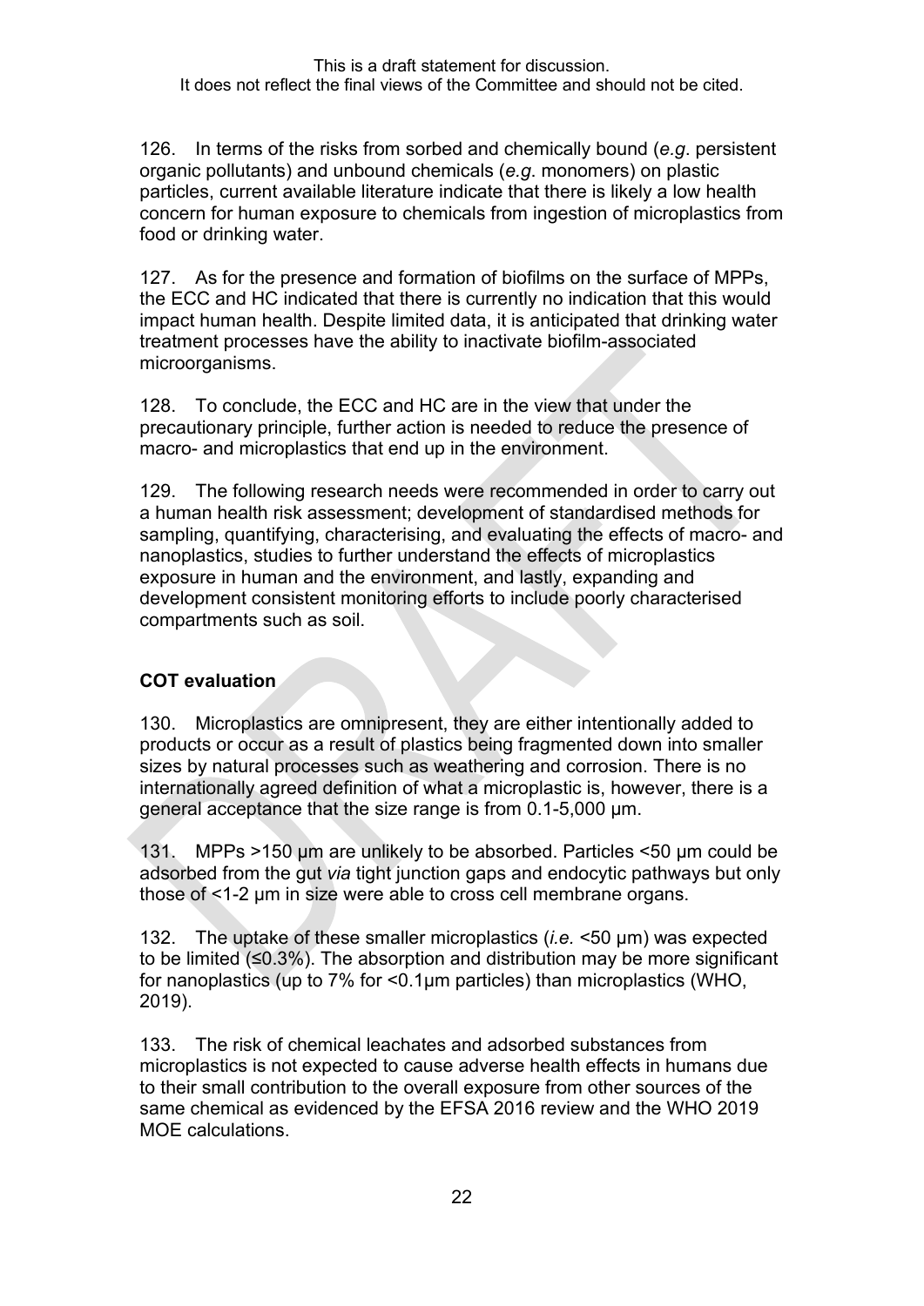126. In terms of the risks from sorbed and chemically bound (*e.g*. persistent organic pollutants) and unbound chemicals (*e.g*. monomers) on plastic particles, current available literature indicate that there is likely a low health concern for human exposure to chemicals from ingestion of microplastics from food or drinking water.

127. As for the presence and formation of biofilms on the surface of MPPs, the ECC and HC indicated that there is currently no indication that this would impact human health. Despite limited data, it is anticipated that drinking water treatment processes have the ability to inactivate biofilm-associated microorganisms.

128. To conclude, the ECC and HC are in the view that under the precautionary principle, further action is needed to reduce the presence of macro- and microplastics that end up in the environment.

129. The following research needs were recommended in order to carry out a human health risk assessment; development of standardised methods for sampling, quantifying, characterising, and evaluating the effects of macro- and nanoplastics, studies to further understand the effects of microplastics exposure in human and the environment, and lastly, expanding and development consistent monitoring efforts to include poorly characterised compartments such as soil.

## COT evaluation

130. Microplastics are omnipresent, they are either intentionally added to products or occur as a result of plastics being fragmented down into smaller sizes by natural processes such as weathering and corrosion. There is no internationally agreed definition of what a microplastic is, however, there is a general acceptance that the size range is from 0.1-5,000 µm.

131. MPPs >150 µm are unlikely to be absorbed. Particles <50 µm could be adsorbed from the gut *via* tight junction gaps and endocytic pathways but only those of <1-2 µm in size were able to cross cell membrane organs.

132. The uptake of these smaller microplastics (*i.e.* <50 µm) was expected to be limited (≤0.3%). The absorption and distribution may be more significant for nanoplastics (up to 7% for <0.1µm particles) than microplastics (WHO, 2019).

133. The risk of chemical leachates and adsorbed substances from microplastics is not expected to cause adverse health effects in humans due to their small contribution to the overall exposure from other sources of the same chemical as evidenced by the EFSA 2016 review and the WHO 2019 MOE calculations.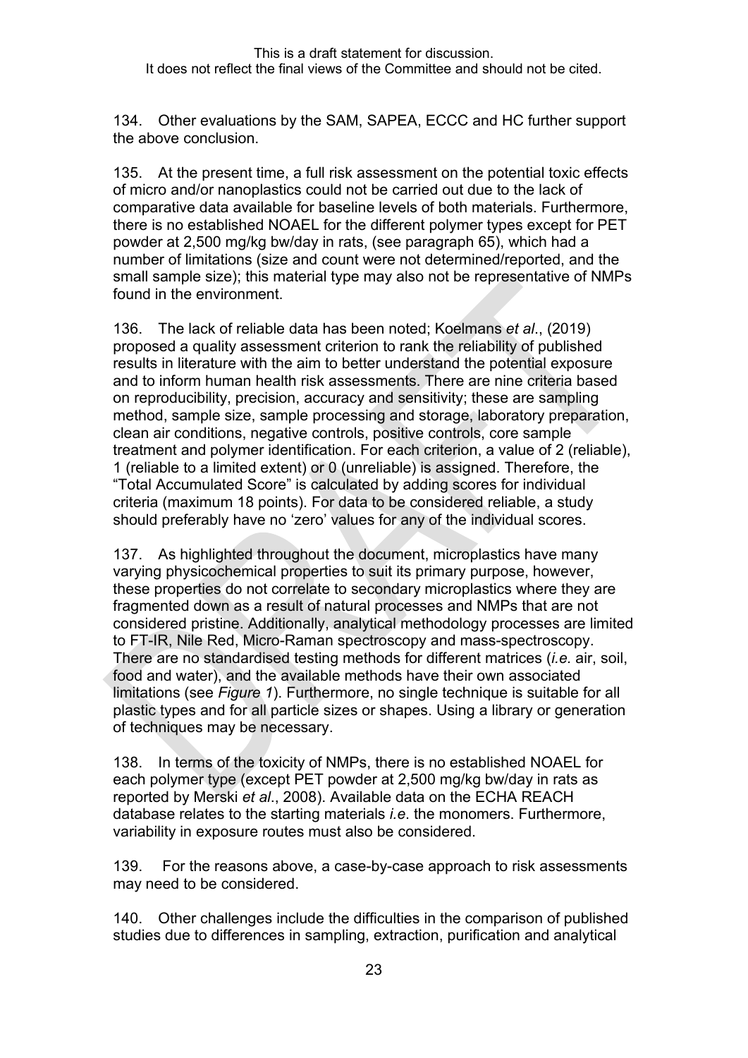134. Other evaluations by the SAM, SAPEA, ECCC and HC further support the above conclusion.

135. At the present time, a full risk assessment on the potential toxic effects of micro and/or nanoplastics could not be carried out due to the lack of comparative data available for baseline levels of both materials. Furthermore, there is no established NOAEL for the different polymer types except for PET powder at 2,500 mg/kg bw/day in rats, (see paragraph 65), which had a number of limitations (size and count were not determined/reported, and the small sample size); this material type may also not be representative of NMPs found in the environment.

136. The lack of reliable data has been noted; Koelmans *et al*., (2019) proposed a quality assessment criterion to rank the reliability of published results in literature with the aim to better understand the potential exposure and to inform human health risk assessments. There are nine criteria based on reproducibility, precision, accuracy and sensitivity; these are sampling method, sample size, sample processing and storage, laboratory preparation, clean air conditions, negative controls, positive controls, core sample treatment and polymer identification. For each criterion, a value of 2 (reliable), 1 (reliable to a limited extent) or 0 (unreliable) is assigned. Therefore, the "Total Accumulated Score" is calculated by adding scores for individual criteria (maximum 18 points). For data to be considered reliable, a study should preferably have no 'zero' values for any of the individual scores.

137. As highlighted throughout the document, microplastics have many varying physicochemical properties to suit its primary purpose, however, these properties do not correlate to secondary microplastics where they are fragmented down as a result of natural processes and NMPs that are not considered pristine. Additionally, analytical methodology processes are limited to FT-IR, Nile Red, Micro-Raman spectroscopy and mass-spectroscopy. There are no standardised testing methods for different matrices (*i.e.* air, soil, food and water), and the available methods have their own associated limitations (see *Figure 1*). Furthermore, no single technique is suitable for all plastic types and for all particle sizes or shapes. Using a library or generation of techniques may be necessary.

138. In terms of the toxicity of NMPs, there is no established NOAEL for each polymer type (except PET powder at 2,500 mg/kg bw/day in rats as reported by Merski *et al*., 2008). Available data on the ECHA REACH database relates to the starting materials *i.e*. the monomers. Furthermore, variability in exposure routes must also be considered.

139. For the reasons above, a case-by-case approach to risk assessments may need to be considered.

140. Other challenges include the difficulties in the comparison of published studies due to differences in sampling, extraction, purification and analytical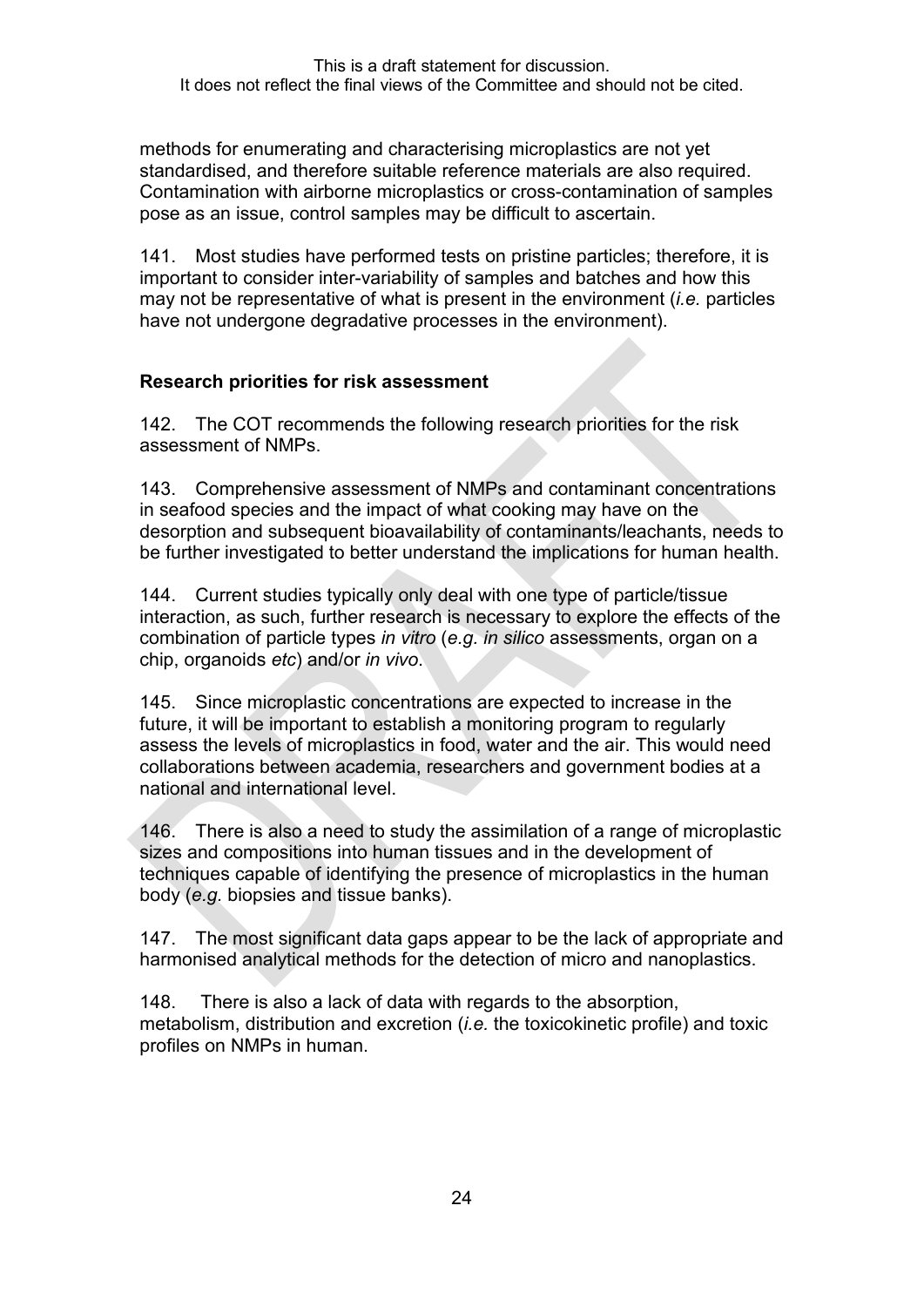methods for enumerating and characterising microplastics are not yet standardised, and therefore suitable reference materials are also required. Contamination with airborne microplastics or cross-contamination of samples pose as an issue, control samples may be difficult to ascertain.

141. Most studies have performed tests on pristine particles; therefore, it is important to consider inter-variability of samples and batches and how this may not be representative of what is present in the environment (*i.e.* particles have not undergone degradative processes in the environment).

**Research priorities for risk assessment**

142. The COT recommends the following research priorities for the risk assessment of NMPs.

143. Comprehensive assessment of NMPs and contaminant concentrations in seafood species and the impact of what cooking may have on the desorption and subsequent bioavailability of contaminants/leachants, needs to be further investigated to better understand the implications for human health.

144. Current studies typically only deal with one type of particle/tissue interaction, as such, further research is necessary to explore the effects of the combination of particle types *in vitro* (*e.g. in silico* assessments, organ on a chip, organoids *etc*) and/or *in vivo*.

145. Since microplastic concentrations are expected to increase in the future, it will be important to establish a monitoring program to regularly assess the levels of microplastics in food, water and the air. This would need collaborations between academia, researchers and government bodies at a national and international level.

146. There is also a need to study the assimilation of a range of microplastic sizes and compositions into human tissues and in the development of techniques capable of identifying the presence of microplastics in the human body (*e.g.* biopsies and tissue banks).

147. The most significant data gaps appear to be the lack of appropriate and harmonised analytical methods for the detection of micro and nanoplastics.

148. There is also a lack of data with regards to the absorption, metabolism, distribution and excretion (*i.e.* the toxicokinetic profile) and toxic profiles on NMPs in human.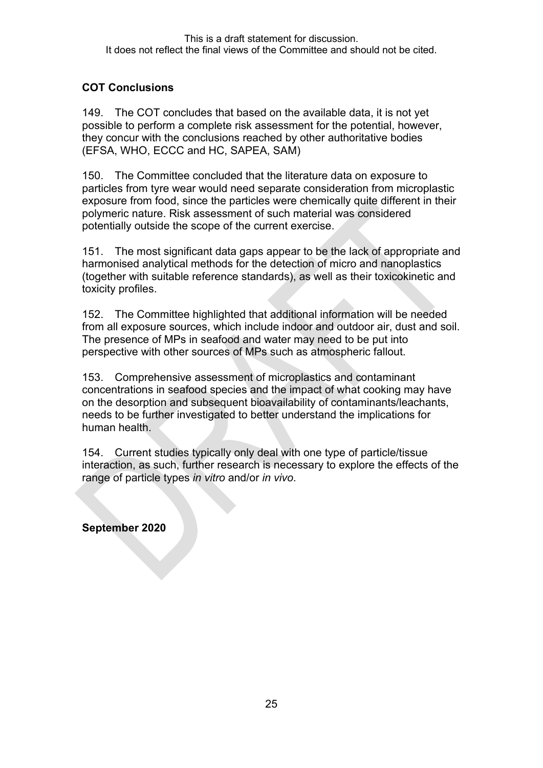## COT Conclusions

149. The COT concludes that based on the available data, it is not yet possible to perform a complete risk assessment for the potential, however, they concur with the conclusions reached by other authoritative bodies (EFSA, WHO, ECCC and HC, SAPEA, SAM)

150. The Committee concluded that the literature data on exposure to particles from tyre wear would need separate consideration from microplastic exposure from food, since the particles were chemically quite different in their polymeric nature. Risk assessment of such material was considered potentially outside the scope of the current exercise.

151. The most significant data gaps appear to be the lack of appropriate and harmonised analytical methods for the detection of micro and nanoplastics (together with suitable reference standards), as well as their toxicokinetic and toxicity profiles.

152. The Committee highlighted that additional information will be needed from all exposure sources, which include indoor and outdoor air, dust and soil. The presence of MPs in seafood and water may need to be put into perspective with other sources of MPs such as atmospheric fallout.

153. Comprehensive assessment of microplastics and contaminant concentrations in seafood species and the impact of what cooking may have on the desorption and subsequent bioavailability of contaminants/leachants, needs to be further investigated to better understand the implications for human health.

154. Current studies typically only deal with one type of particle/tissue interaction, as such, further research is necessary to explore the effects of the range of particle types *in vitro* and/or *in vivo*.

**September 2020**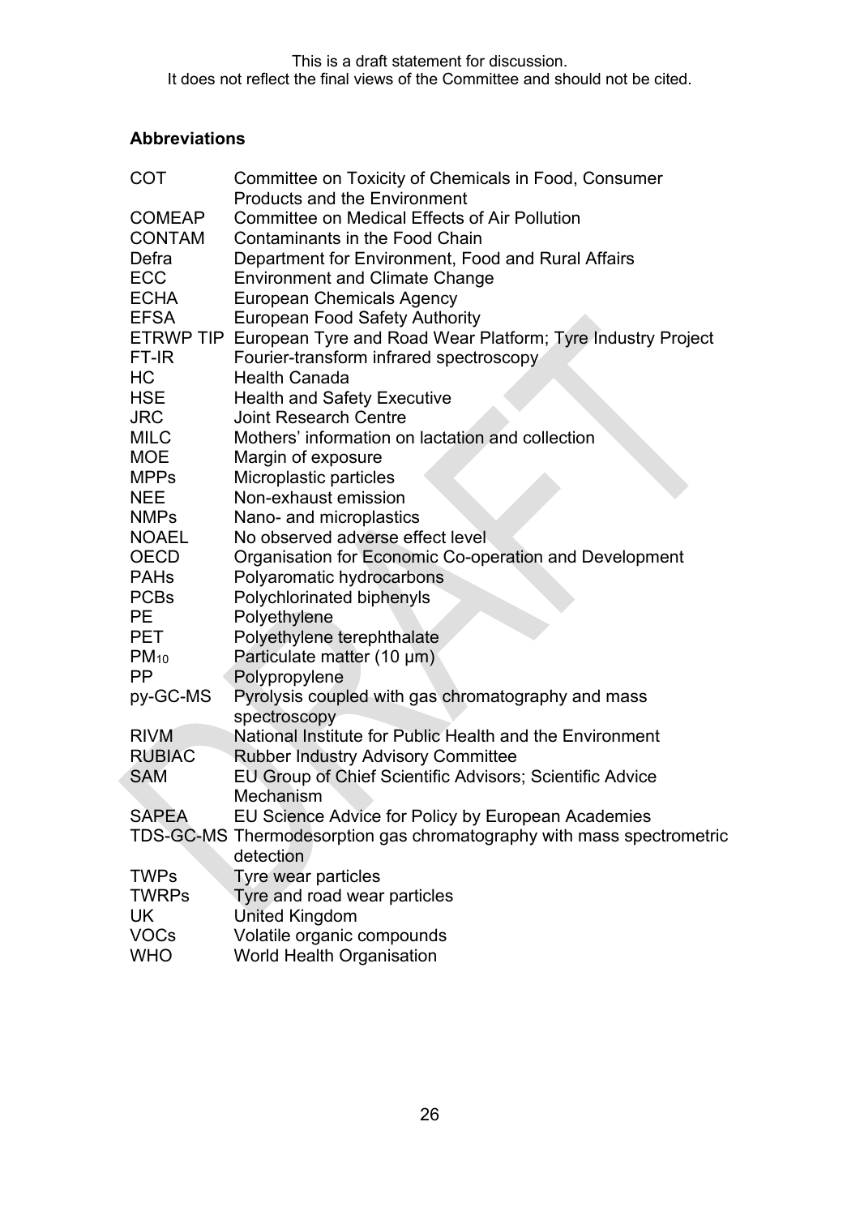This is a draft statement for discussion.
It does not reflect the final views of the Committee and should not be cited.

**Abbreviations**

| | |
|---|---|
| COT | Committee on Toxicity of Chemicals in Food, Consumer Products and the Environment |
| COMEAP | Committee on Medical Effects of Air Pollution |
| CONTAM | Contaminants in the Food Chain |
| Defra | Department for Environment, Food and Rural Affairs |
| ECC | Environment and Climate Change |
| ECHA | European Chemicals Agency |
| EFSA | European Food Safety Authority |
| ETRWP TIP | European Tyre and Road Wear Platform; Tyre Industry Project |
| FT-IR | Fourier-transform infrared spectroscopy |
| HC | Health Canada |
| HSE | Health and Safety Executive |
| JRC | Joint Research Centre |
| MILC | Mothers' information on lactation and collection |
| MOE | Margin of exposure |
| MPPs | Microplastic particles |
| NEE | Non-exhaust emission |
| NMPs | Nano- and microplastics |
| NOAEL | No observed adverse effect level |
| OECD | Organisation for Economic Co-operation and Development |
| PAHs | Polyaromatic hydrocarbons |
| PCBs | Polychlorinated biphenyls |
| PE | Polyethylene |
| PET | Polyethylene terephthalate |
| $PM_{10}$ | Particulate matter (10 µm) |
| PP | Polypropylene |
| py-GC-MS | Pyrolysis coupled with gas chromatography and mass spectroscopy |
| RIVM | National Institute for Public Health and the Environment |
| RUBIAC | Rubber Industry Advisory Committee |
| SAM | EU Group of Chief Scientific Advisors; Scientific Advice Mechanism |
| SAPEA | EU Science Advice for Policy by European Academies |
| TDS-GC-MS | Thermodesorption gas chromatography with mass spectrometric detection |
| TWPs | Tyre wear particles |
| TWRPs | Tyre and road wear particles |
| UK | United Kingdom |
| VOCs | Volatile organic compounds |
| WHO | World Health Organisation |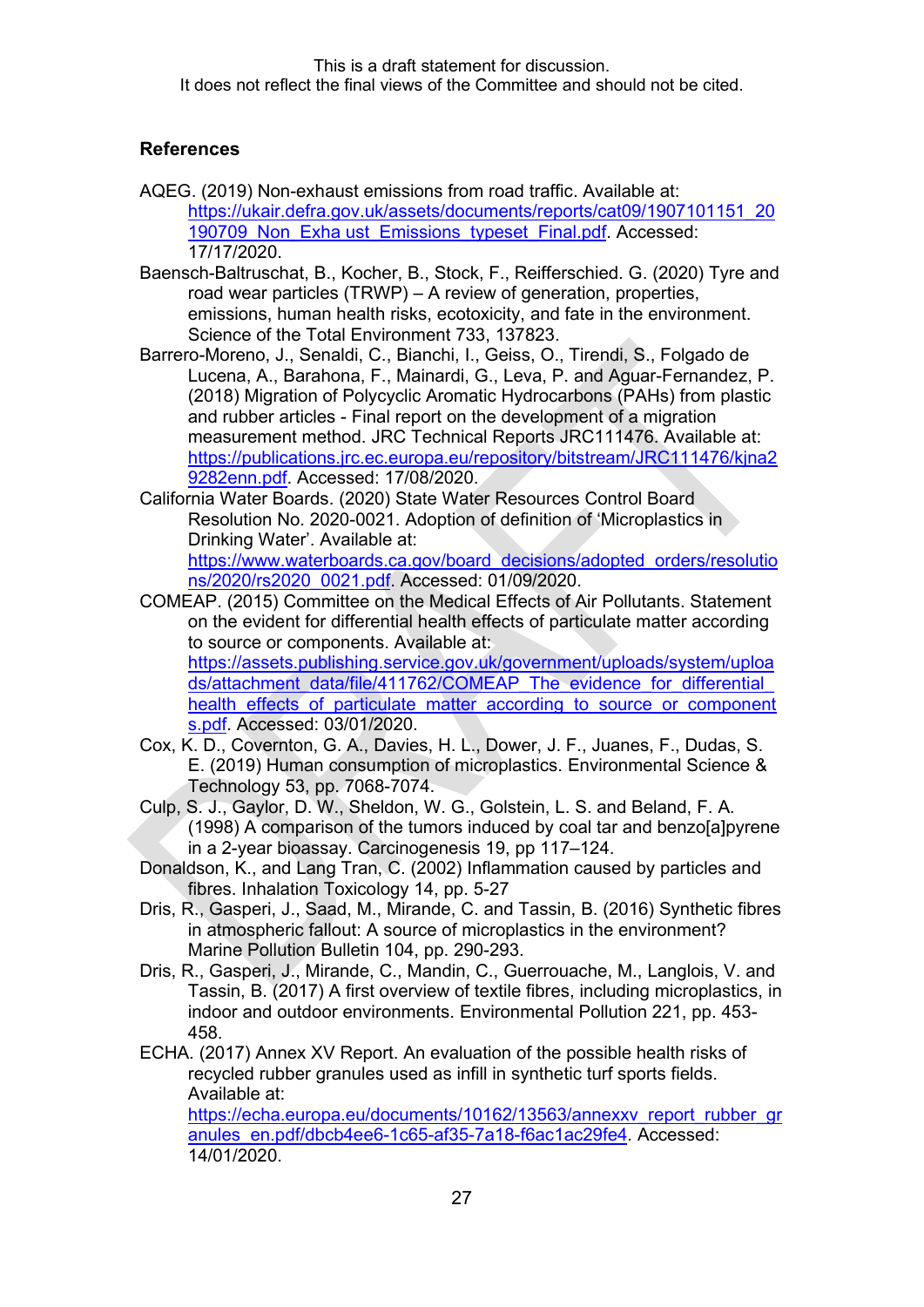### References

AQEG. (2019) Non-exhaust emissions from road traffic. Available at: https://ukair.defra.gov.uk/assets/documents/reports/cat09/1907101151_20190709_Non_Exha ust_Emissions_typeset_Final.pdf. Accessed: 17/17/2020.

Baensch-Baltruschat, B., Kocher, B., Stock, F., Reifferschied. G. (2020) Tyre and road wear particles (TRWP) – A review of generation, properties, emissions, human health risks, ecotoxicity, and fate in the environment. Science of the Total Environment 733, 137823.

Barrero-Moreno, J., Senaldi, C., Bianchi, I., Geiss, O., Tirendi, S., Folgado de Lucena, A., Barahona, F., Mainardi, G., Leva, P. and Aguar-Fernandez, P. (2018) Migration of Polycyclic Aromatic Hydrocarbons (PAHs) from plastic and rubber articles - Final report on the development of a migration measurement method. JRC Technical Reports JRC111476. Available at: https://publications.jrc.ec.europa.eu/repository/bitstream/JRC111476/kjna29282enn.pdf. Accessed: 17/08/2020.

California Water Boards. (2020) State Water Resources Control Board Resolution No. 2020-0021. Adoption of definition of 'Microplastics in Drinking Water'. Available at: https://www.waterboards.ca.gov/board_decisions/adopted_orders/resolutions/2020/rs2020_0021.pdf. Accessed: 01/09/2020.

COMEAP. (2015) Committee on the Medical Effects of Air Pollutants. Statement on the evident for differential health effects of particulate matter according to source or components. Available at: https://assets.publishing.service.gov.uk/government/uploads/system/uploads/attachment_data/file/411762/COMEAP_The_evidence_for_differential_health_effects_of_particulate_matter_according_to_source_or_components.pdf. Accessed: 03/01/2020.

Cox, K. D., Covernton, G. A., Davies, H. L., Dower, J. F., Juanes, F., Dudas, S. E. (2019) Human consumption of microplastics. Environmental Science & Technology 53, pp. 7068-7074.

Culp, S. J., Gaylor, D. W., Sheldon, W. G., Golstein, L. S. and Beland, F. A. (1998) A comparison of the tumors induced by coal tar and benzo[a]pyrene in a 2-year bioassay. Carcinogenesis 19, pp 117–124.

Donaldson, K., and Lang Tran, C. (2002) Inflammation caused by particles and fibres. Inhalation Toxicology 14, pp. 5-27

Dris, R., Gasperi, J., Saad, M., Mirande, C. and Tassin, B. (2016) Synthetic fibres in atmospheric fallout: A source of microplastics in the environment? Marine Pollution Bulletin 104, pp. 290-293.

Dris, R., Gasperi, J., Mirande, C., Mandin, C., Guerrouache, M., Langlois, V. and Tassin, B. (2017) A first overview of textile fibres, including microplastics, in indoor and outdoor environments. Environmental Pollution 221, pp. 453-458.

ECHA. (2017) Annex XV Report. An evaluation of the possible health risks of recycled rubber granules used as infill in synthetic turf sports fields. Available at: https://echa.europa.eu/documents/10162/13563/annexxv_report_rubber_granules_en.pdf/dbcb4ee6-1c65-af35-7a18-f6ac1ac29fe4. Accessed: 14/01/2020.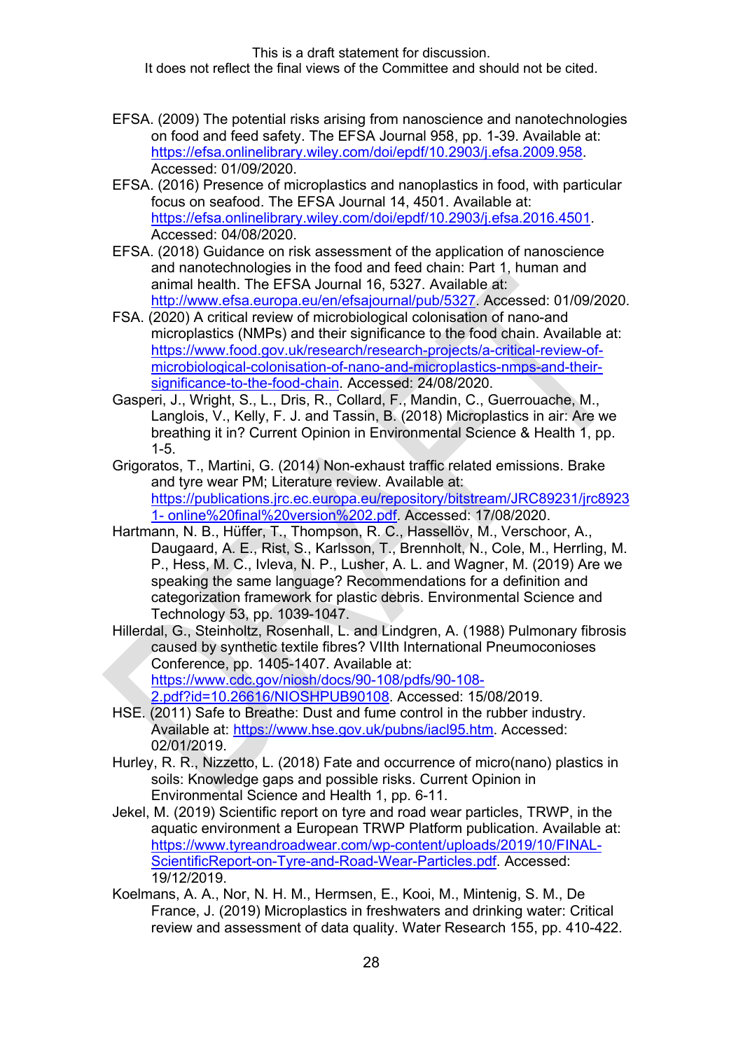EFSA. (2009) The potential risks arising from nanoscience and nanotechnologies on food and feed safety. The EFSA Journal 958, pp. 1-39. Available at: https://efsa.onlinelibrary.wiley.com/doi/epdf/10.2903/j.efsa.2009.958. Accessed: 01/09/2020.

EFSA. (2016) Presence of microplastics and nanoplastics in food, with particular focus on seafood. The EFSA Journal 14, 4501. Available at: https://efsa.onlinelibrary.wiley.com/doi/epdf/10.2903/j.efsa.2016.4501. Accessed: 04/08/2020.

EFSA. (2018) Guidance on risk assessment of the application of nanoscience and nanotechnologies in the food and feed chain: Part 1, human and animal health. The EFSA Journal 16, 5327. Available at: http://www.efsa.europa.eu/en/efsajournal/pub/5327. Accessed: 01/09/2020.

FSA. (2020) A critical review of microbiological colonisation of nano-and microplastics (NMPs) and their significance to the food chain. Available at: https://www.food.gov.uk/research/research-projects/a-critical-review-of-microbiological-colonisation-of-nano-and-microplastics-nmps-and-their-significance-to-the-food-chain. Accessed: 24/08/2020.

Gasperi, J., Wright, S., L., Dris, R., Collard, F., Mandin, C., Guerrouache, M., Langlois, V., Kelly, F. J. and Tassin, B. (2018) Microplastics in air: Are we breathing it in? Current Opinion in Environmental Science & Health 1, pp. 1-5.

Grigoratos, T., Martini, G. (2014) Non-exhaust traffic related emissions. Brake and tyre wear PM; Literature review. Available at: https://publications.jrc.ec.europa.eu/repository/bitstream/JRC89231/jrc89231- online%20final%20version%202.pdf. Accessed: 17/08/2020.

Hartmann, N. B., Hüffer, T., Thompson, R. C., Hassellöv, M., Verschoor, A., Daugaard, A. E., Rist, S., Karlsson, T., Brennholt, N., Cole, M., Herrling, M. P., Hess, M. C., Ivleva, N. P., Lusher, A. L. and Wagner, M. (2019) Are we speaking the same language? Recommendations for a definition and categorization framework for plastic debris. Environmental Science and Technology 53, pp. 1039-1047.

Hillerdal, G., Steinholtz, Rosenhall, L. and Lindgren, A. (1988) Pulmonary fibrosis caused by synthetic textile fibres? VIIth International Pneumoconioses Conference, pp. 1405-1407. Available at: https://www.cdc.gov/niosh/docs/90-108/pdfs/90-108-2.pdf?id=10.26616/NIOSHPUB90108. Accessed: 15/08/2019.

HSE. (2011) Safe to Breathe: Dust and fume control in the rubber industry. Available at: https://www.hse.gov.uk/pubns/iacl95.htm. Accessed: 02/01/2019.

Hurley, R. R., Nizzetto, L. (2018) Fate and occurrence of micro(nano) plastics in soils: Knowledge gaps and possible risks. Current Opinion in Environmental Science and Health 1, pp. 6-11.

Jekel, M. (2019) Scientific report on tyre and road wear particles, TRWP, in the aquatic environment a European TRWP Platform publication. Available at: https://www.tyreandroadwear.com/wp-content/uploads/2019/10/FINAL-ScientificReport-on-Tyre-and-Road-Wear-Particles.pdf. Accessed: 19/12/2019.

Koelmans, A. A., Nor, N. H. M., Hermsen, E., Kooi, M., Mintenig, S. M., De France, J. (2019) Microplastics in freshwaters and drinking water: Critical review and assessment of data quality. Water Research 155, pp. 410-422.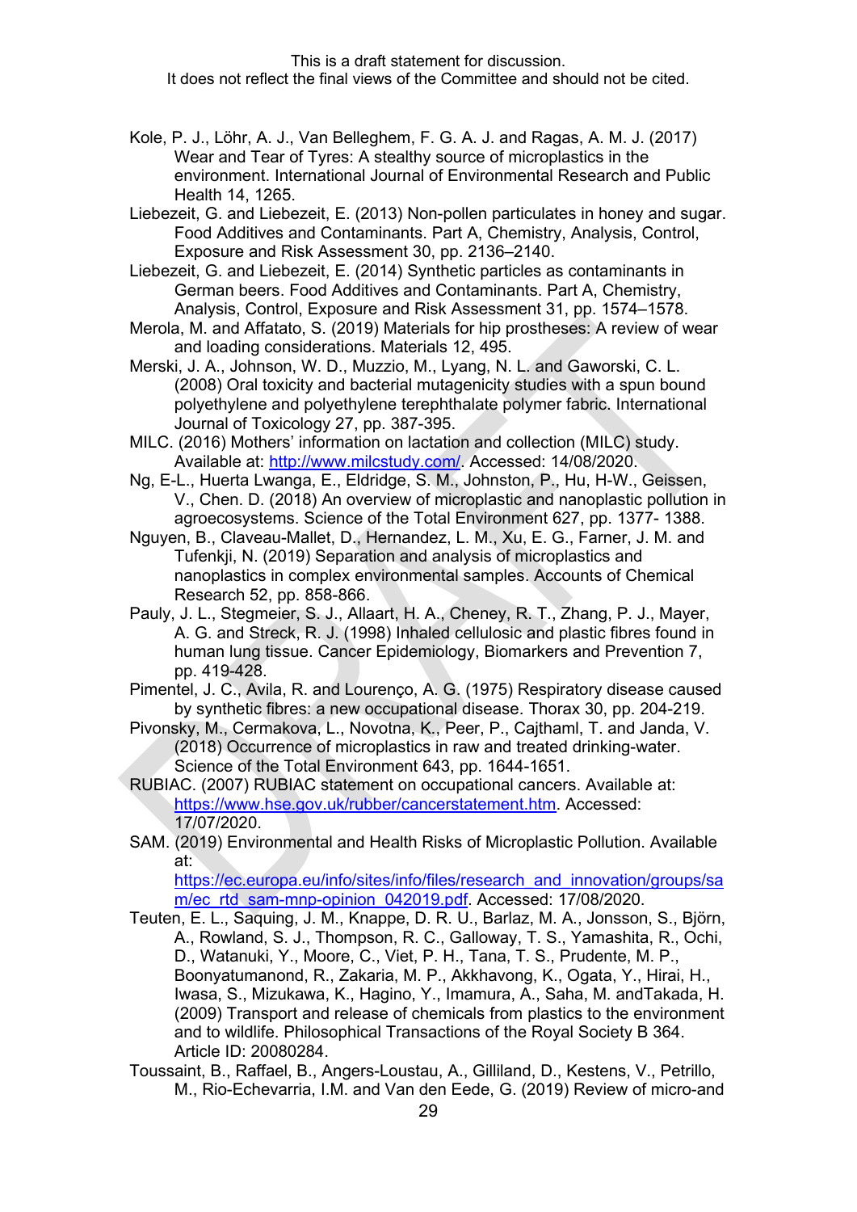Kole, P. J., Löhr, A. J., Van Belleghem, F. G. A. J. and Ragas, A. M. J. (2017) Wear and Tear of Tyres: A stealthy source of microplastics in the environment. International Journal of Environmental Research and Public Health 14, 1265.

Liebezeit, G. and Liebezeit, E. (2013) Non-pollen particulates in honey and sugar. Food Additives and Contaminants. Part A, Chemistry, Analysis, Control, Exposure and Risk Assessment 30, pp. 2136–2140.

Liebezeit, G. and Liebezeit, E. (2014) Synthetic particles as contaminants in German beers. Food Additives and Contaminants. Part A, Chemistry, Analysis, Control, Exposure and Risk Assessment 31, pp. 1574–1578.

Merola, M. and Affatato, S. (2019) Materials for hip prostheses: A review of wear and loading considerations. Materials 12, 495.

Merski, J. A., Johnson, W. D., Muzzio, M., Lyang, N. L. and Gaworski, C. L. (2008) Oral toxicity and bacterial mutagenicity studies with a spun bound polyethylene and polyethylene terephthalate polymer fabric. International Journal of Toxicology 27, pp. 387-395.

MILC. (2016) Mothers' information on lactation and collection (MILC) study. Available at: http://www.milcstudy.com/. Accessed: 14/08/2020.

Ng, E-L., Huerta Lwanga, E., Eldridge, S. M., Johnston, P., Hu, H-W., Geissen, V., Chen. D. (2018) An overview of microplastic and nanoplastic pollution in agroecosystems. Science of the Total Environment 627, pp. 1377- 1388.

Nguyen, B., Claveau-Mallet, D., Hernandez, L. M., Xu, E. G., Farner, J. M. and Tufenkji, N. (2019) Separation and analysis of microplastics and nanoplastics in complex environmental samples. Accounts of Chemical Research 52, pp. 858-866.

Pauly, J. L., Stegmeier, S. J., Allaart, H. A., Cheney, R. T., Zhang, P. J., Mayer, A. G. and Streck, R. J. (1998) Inhaled cellulosic and plastic fibres found in human lung tissue. Cancer Epidemiology, Biomarkers and Prevention 7, pp. 419-428.

Pimentel, J. C., Avila, R. and Lourenço, A. G. (1975) Respiratory disease caused by synthetic fibres: a new occupational disease. Thorax 30, pp. 204-219.

Pivonsky, M., Cermakova, L., Novotna, K., Peer, P., Cajthaml, T. and Janda, V. (2018) Occurrence of microplastics in raw and treated drinking-water. Science of the Total Environment 643, pp. 1644-1651.

RUBIAC. (2007) RUBIAC statement on occupational cancers. Available at: https://www.hse.gov.uk/rubber/cancerstatement.htm. Accessed: 17/07/2020.

SAM. (2019) Environmental and Health Risks of Microplastic Pollution. Available at: https://ec.europa.eu/info/sites/info/files/research_and_innovation/groups/sam/ec_rtd_sam-mnp-opinion_042019.pdf. Accessed: 17/08/2020.

Teuten, E. L., Saquing, J. M., Knappe, D. R. U., Barlaz, M. A., Jonsson, S., Björn, A., Rowland, S. J., Thompson, R. C., Galloway, T. S., Yamashita, R., Ochi, D., Watanuki, Y., Moore, C., Viet, P. H., Tana, T. S., Prudente, M. P., Boonyatumanond, R., Zakaria, M. P., Akkhavong, K., Ogata, Y., Hirai, H., Iwasa, S., Mizukawa, K., Hagino, Y., Imamura, A., Saha, M. andTakada, H. (2009) Transport and release of chemicals from plastics to the environment and to wildlife. Philosophical Transactions of the Royal Society B 364. Article ID: 20080284.

Toussaint, B., Raffael, B., Angers-Loustau, A., Gilliland, D., Kestens, V., Petrillo, M., Rio-Echevarria, I.M. and Van den Eede, G. (2019) Review of micro-and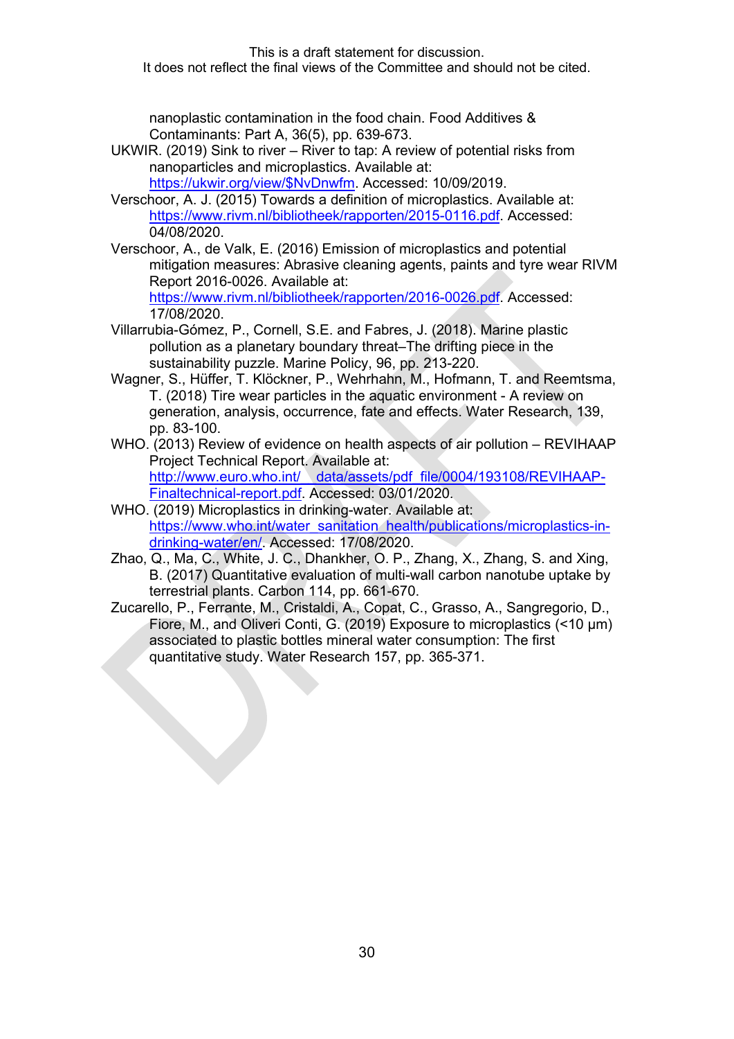nanoplastic contamination in the food chain. Food Additives & Contaminants: Part A, 36(5), pp. 639-673.

UKWIR. (2019) Sink to river – River to tap: A review of potential risks from nanoparticles and microplastics. Available at: https://ukwir.org/view/$NvDnwfm. Accessed: 10/09/2019.

Verschoor, A. J. (2015) Towards a definition of microplastics. Available at: https://www.rivm.nl/bibliotheek/rapporten/2015-0116.pdf. Accessed: 04/08/2020.

Verschoor, A., de Valk, E. (2016) Emission of microplastics and potential mitigation measures: Abrasive cleaning agents, paints and tyre wear RIVM Report 2016-0026. Available at: https://www.rivm.nl/bibliotheek/rapporten/2016-0026.pdf. Accessed: 17/08/2020.

Villarrubia-Gómez, P., Cornell, S.E. and Fabres, J. (2018). Marine plastic pollution as a planetary boundary threat–The drifting piece in the sustainability puzzle. Marine Policy, 96, pp. 213-220.

Wagner, S., Hüffer, T. Klöckner, P., Wehrhahn, M., Hofmann, T. and Reemtsma, T. (2018) Tire wear particles in the aquatic environment - A review on generation, analysis, occurrence, fate and effects. Water Research, 139, pp. 83-100.

WHO. (2013) Review of evidence on health aspects of air pollution – REVIHAAP Project Technical Report. Available at: http://www.euro.who.int/__data/assets/pdf_file/0004/193108/REVIHAAP-Finaltechnical-report.pdf. Accessed: 03/01/2020.

WHO. (2019) Microplastics in drinking-water. Available at: https://www.who.int/water_sanitation_health/publications/microplastics-in-drinking-water/en/. Accessed: 17/08/2020.

Zhao, Q., Ma, C., White, J. C., Dhankher, O. P., Zhang, X., Zhang, S. and Xing, B. (2017) Quantitative evaluation of multi-wall carbon nanotube uptake by terrestrial plants. Carbon 114, pp. 661-670.

Zucarello, P., Ferrante, M., Cristaldi, A., Copat, C., Grasso, A., Sangregorio, D., Fiore, M., and Oliveri Conti, G. (2019) Exposure to microplastics (<10 μm) associated to plastic bottles mineral water consumption: The first quantitative study. Water Research 157, pp. 365-371.